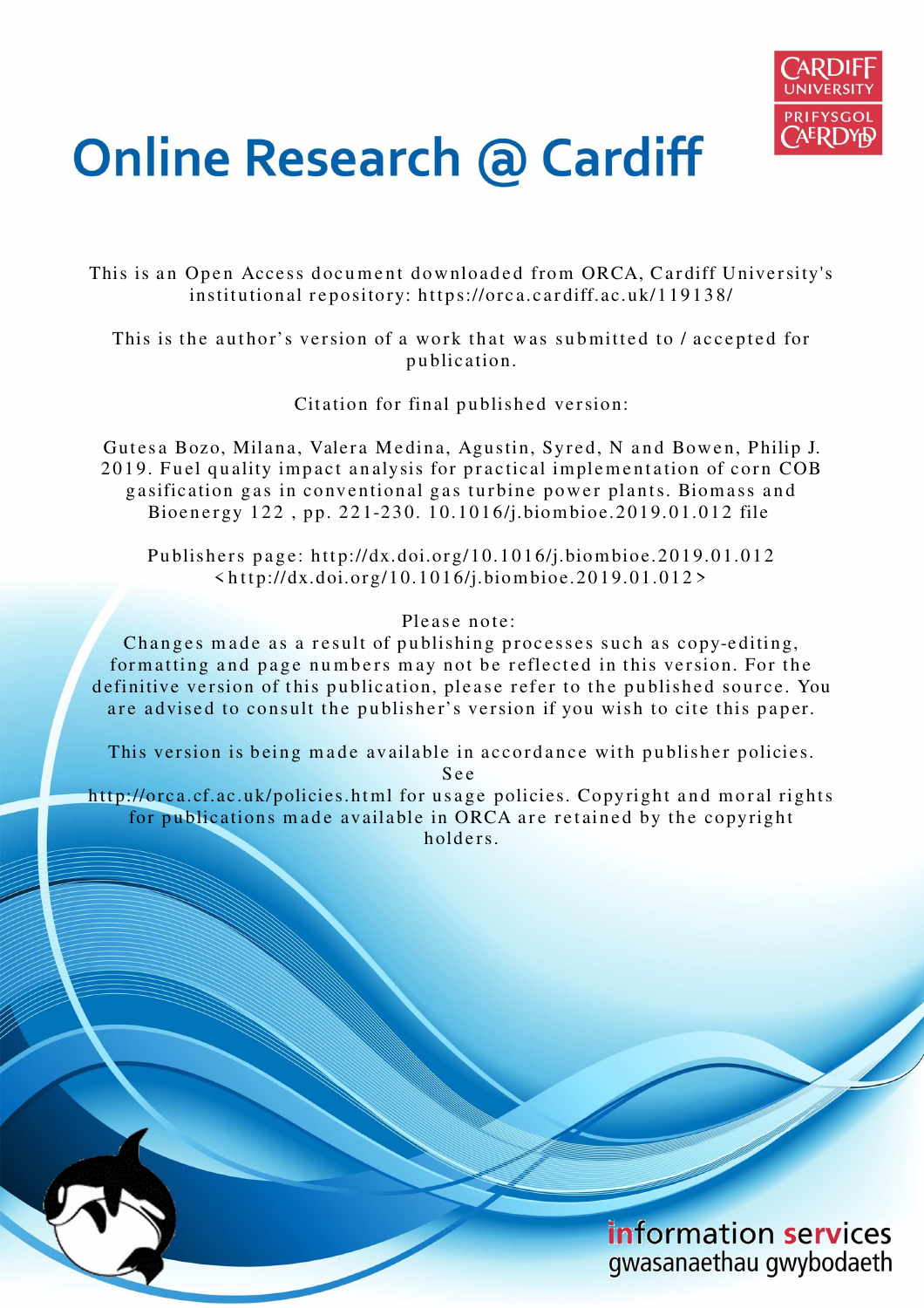# Online Research @ Cardiff

This is an Open Access document downloaded from ORCA, Cardiff University's institutional repository: https://orca.cardiff.ac.uk/119138/

This is the author's version of a work that was submitted to / accepted for publication.

Citation for final published version:

Gutesa Bozo, Milana, Valera Medina, Agustin, Syred, N and Bowen, Philip J. 2019. Fuel quality impact analysis for practical implementation of corn COB gasification gas in conventional gas turbine power plants. Biomass and Bioenergy 122 , pp. 221-230. 10.1016/j.biombioe.2019.01.012 file

Publishers page: http://dx.doi.org/10.1016/j.biombioe.2019.01.012 <http://dx.doi.org/10.1016/j.biombioe.2019.01.012>

Please note:
Changes made as a result of publishing processes such as copy-editing, formatting and page numbers may not be reflected in this version. For the definitive version of this publication, please refer to the published source. You are advised to consult the publisher's version if you wish to cite this paper.

This version is being made available in accordance with publisher policies. See http://orca.cf.ac.uk/policies.html for usage policies. Copyright and moral rights for publications made available in ORCA are retained by the copyright holders.

information services
gwasanaethau gwybodaeth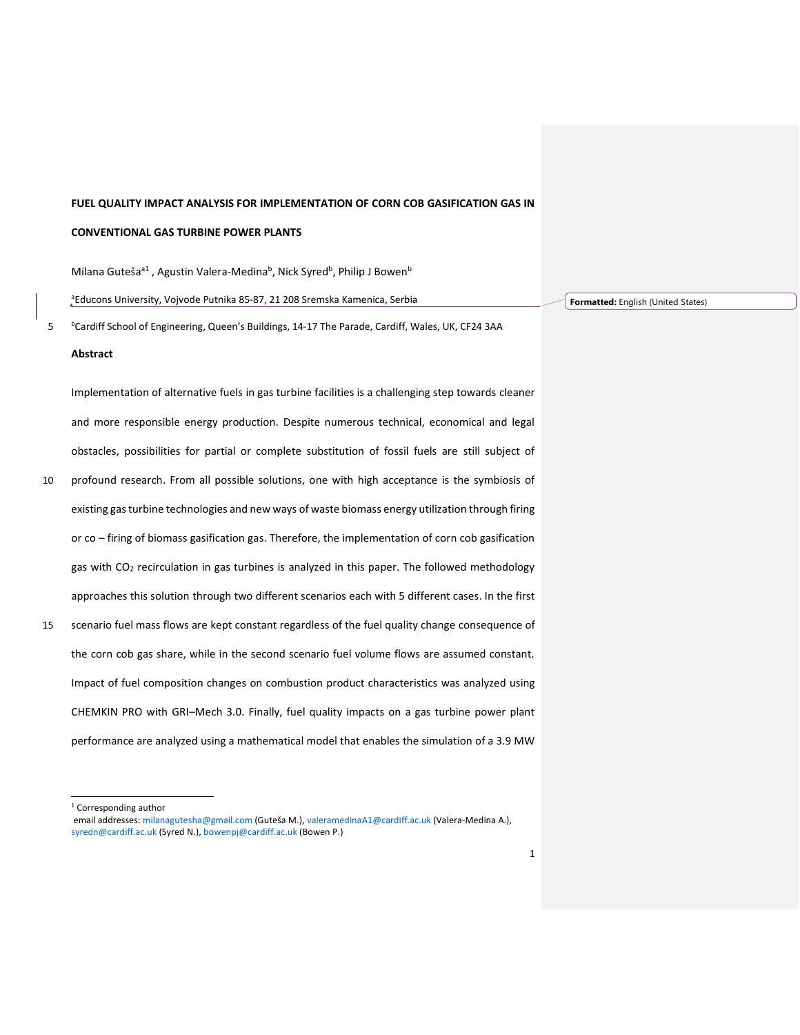# FUEL QUALITY IMPACT ANALYSIS FOR IMPLEMENTATION OF CORN COB GASIFICATION GAS IN CONVENTIONAL GAS TURBINE POWER PLANTS

Milana Guteša[a1], Agustin Valera-Medina[b], Nick Syred[b], Philip J Bowen[b]

[a]Educons University, Vojvode Putnika 85-87, 21 208 Sremska Kamenica, Serbia

[b]Cardiff School of Engineering, Queen's Buildings, 14-17 The Parade, Cardiff, Wales, UK, CF24 3AA

## Abstract

Implementation of alternative fuels in gas turbine facilities is a challenging step towards cleaner and more responsible energy production. Despite numerous technical, economical and legal obstacles, possibilities for partial or complete substitution of fossil fuels are still subject of profound research. From all possible solutions, one with high acceptance is the symbiosis of existing gas turbine technologies and new ways of waste biomass energy utilization through firing or co – firing of biomass gasification gas. Therefore, the implementation of corn cob gasification gas with $CO_2$ recirculation in gas turbines is analyzed in this paper. The followed methodology approaches this solution through two different scenarios each with 5 different cases. In the first scenario fuel mass flows are kept constant regardless of the fuel quality change consequence of the corn cob gas share, while in the second scenario fuel volume flows are assumed constant. Impact of fuel composition changes on combustion product characteristics was analyzed using CHEMKIN PRO with GRI–Mech 3.0. Finally, fuel quality impacts on a gas turbine power plant performance are analyzed using a mathematical model that enables the simulation of a 3.9 MW

[1] Corresponding author
email addresses: milanagutesha@gmail.com (Guteša M.), valeramedinaA1@cardiff.ac.uk (Valera-Medina A.), syredn@cardiff.ac.uk (Syred N.), bowenpj@cardiff.ac.uk (Bowen P.)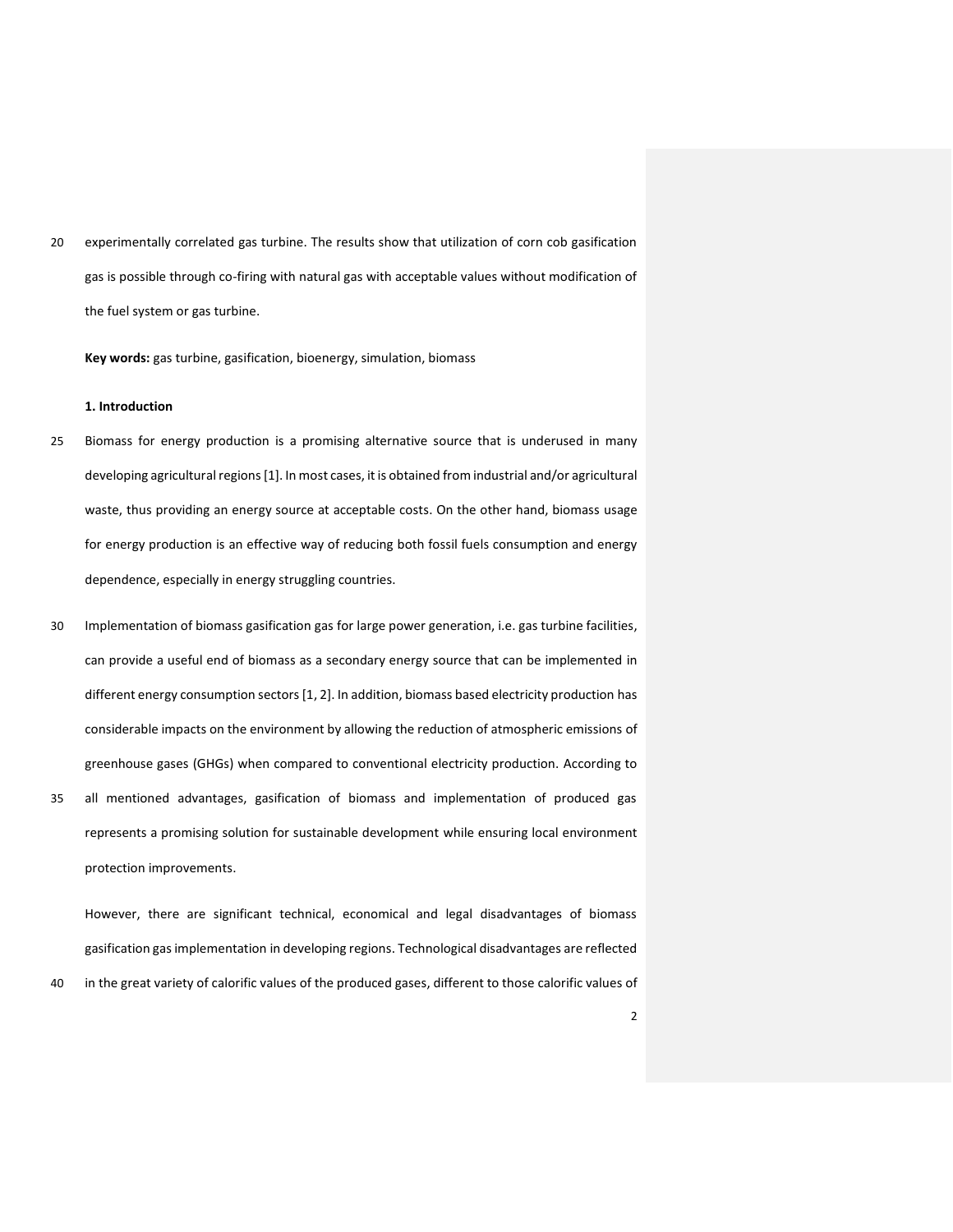experimentally correlated gas turbine. The results show that utilization of corn cob gasification gas is possible through co-firing with natural gas with acceptable values without modification of the fuel system or gas turbine.

**Key words:** gas turbine, gasification, bioenergy, simulation, biomass

## 1. Introduction

Biomass for energy production is a promising alternative source that is underused in many developing agricultural regions [1]. In most cases, it is obtained from industrial and/or agricultural waste, thus providing an energy source at acceptable costs. On the other hand, biomass usage for energy production is an effective way of reducing both fossil fuels consumption and energy dependence, especially in energy struggling countries.

Implementation of biomass gasification gas for large power generation, i.e. gas turbine facilities, can provide a useful end of biomass as a secondary energy source that can be implemented in different energy consumption sectors [1, 2]. In addition, biomass based electricity production has considerable impacts on the environment by allowing the reduction of atmospheric emissions of greenhouse gases (GHGs) when compared to conventional electricity production. According to all mentioned advantages, gasification of biomass and implementation of produced gas represents a promising solution for sustainable development while ensuring local environment protection improvements.

However, there are significant technical, economical and legal disadvantages of biomass gasification gas implementation in developing regions. Technological disadvantages are reflected in the great variety of calorific values of the produced gases, different to those calorific values of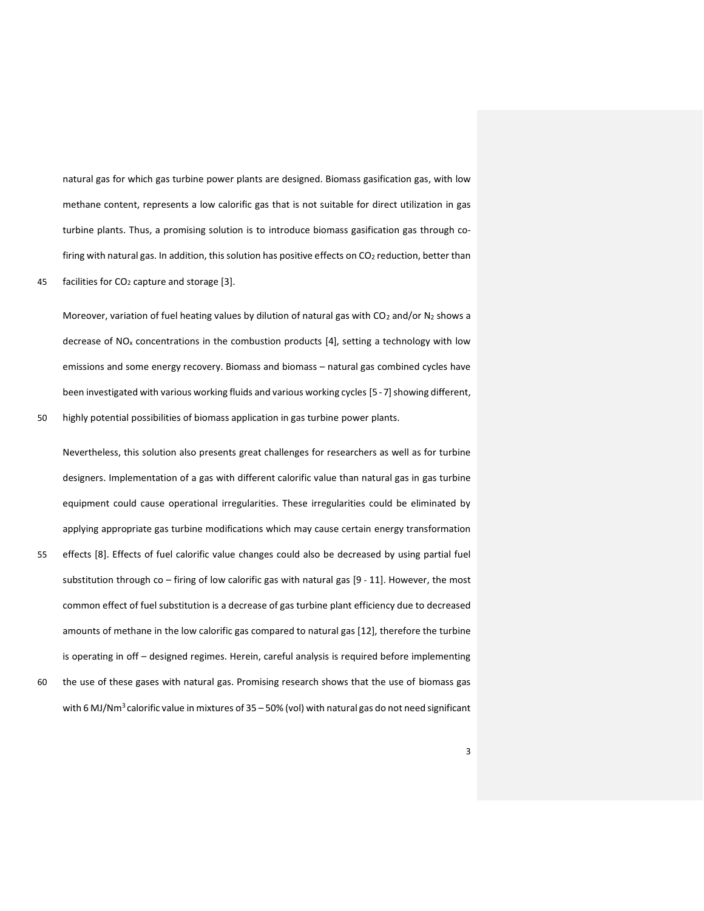natural gas for which gas turbine power plants are designed. Biomass gasification gas, with low methane content, represents a low calorific gas that is not suitable for direct utilization in gas turbine plants. Thus, a promising solution is to introduce biomass gasification gas through co-firing with natural gas. In addition, this solution has positive effects on $CO_2$ reduction, better than facilities for $CO_2$ capture and storage [3].

Moreover, variation of fuel heating values by dilution of natural gas with $CO_2$ and/or $N_2$ shows a decrease of $NO_x$ concentrations in the combustion products [4], setting a technology with low emissions and some energy recovery. Biomass and biomass – natural gas combined cycles have been investigated with various working fluids and various working cycles [5 - 7] showing different, highly potential possibilities of biomass application in gas turbine power plants.

Nevertheless, this solution also presents great challenges for researchers as well as for turbine designers. Implementation of a gas with different calorific value than natural gas in gas turbine equipment could cause operational irregularities. These irregularities could be eliminated by applying appropriate gas turbine modifications which may cause certain energy transformation effects [8]. Effects of fuel calorific value changes could also be decreased by using partial fuel substitution through co – firing of low calorific gas with natural gas [9 - 11]. However, the most common effect of fuel substitution is a decrease of gas turbine plant efficiency due to decreased amounts of methane in the low calorific gas compared to natural gas [12], therefore the turbine is operating in off – designed regimes. Herein, careful analysis is required before implementing the use of these gases with natural gas. Promising research shows that the use of biomass gas with 6 MJ/Nm$^3$ calorific value in mixtures of 35 – 50% (vol) with natural gas do not need significant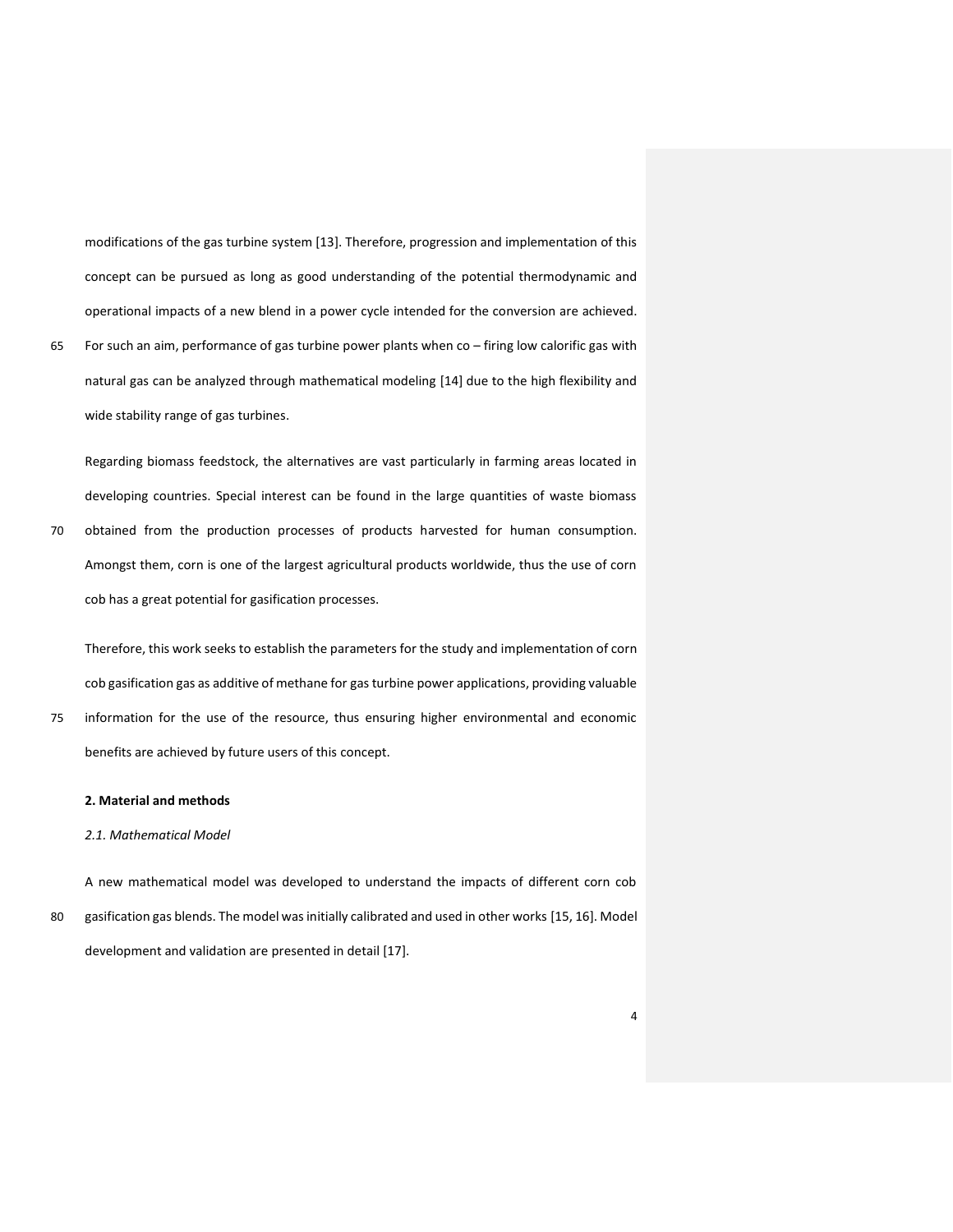modifications of the gas turbine system [13]. Therefore, progression and implementation of this concept can be pursued as long as good understanding of the potential thermodynamic and operational impacts of a new blend in a power cycle intended for the conversion are achieved. For such an aim, performance of gas turbine power plants when co – firing low calorific gas with natural gas can be analyzed through mathematical modeling [14] due to the high flexibility and wide stability range of gas turbines.

Regarding biomass feedstock, the alternatives are vast particularly in farming areas located in developing countries. Special interest can be found in the large quantities of waste biomass obtained from the production processes of products harvested for human consumption. Amongst them, corn is one of the largest agricultural products worldwide, thus the use of corn cob has a great potential for gasification processes.

Therefore, this work seeks to establish the parameters for the study and implementation of corn cob gasification gas as additive of methane for gas turbine power applications, providing valuable information for the use of the resource, thus ensuring higher environmental and economic benefits are achieved by future users of this concept.

## 2. Material and methods

### *2.1. Mathematical Model*

A new mathematical model was developed to understand the impacts of different corn cob gasification gas blends. The model was initially calibrated and used in other works [15, 16]. Model development and validation are presented in detail [17].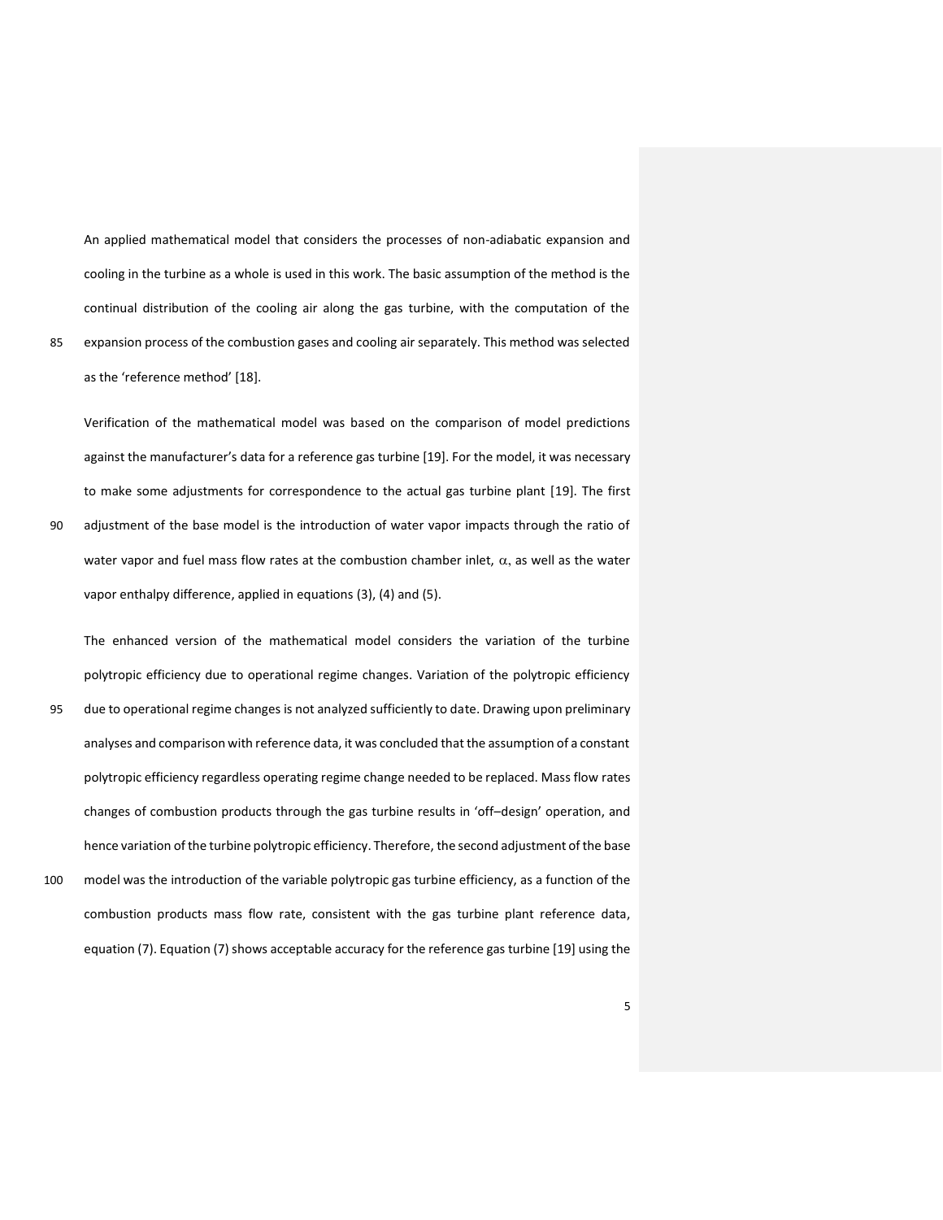An applied mathematical model that considers the processes of non-adiabatic expansion and cooling in the turbine as a whole is used in this work. The basic assumption of the method is the continual distribution of the cooling air along the gas turbine, with the computation of the expansion process of the combustion gases and cooling air separately. This method was selected as the 'reference method' [18].

Verification of the mathematical model was based on the comparison of model predictions against the manufacturer's data for a reference gas turbine [19]. For the model, it was necessary to make some adjustments for correspondence to the actual gas turbine plant [19]. The first adjustment of the base model is the introduction of water vapor impacts through the ratio of water vapor and fuel mass flow rates at the combustion chamber inlet, $\alpha$, as well as the water vapor enthalpy difference, applied in equations (3), (4) and (5).

The enhanced version of the mathematical model considers the variation of the turbine polytropic efficiency due to operational regime changes. Variation of the polytropic efficiency due to operational regime changes is not analyzed sufficiently to date. Drawing upon preliminary analyses and comparison with reference data, it was concluded that the assumption of a constant polytropic efficiency regardless operating regime change needed to be replaced. Mass flow rates changes of combustion products through the gas turbine results in 'off–design' operation, and hence variation of the turbine polytropic efficiency. Therefore, the second adjustment of the base model was the introduction of the variable polytropic gas turbine efficiency, as a function of the combustion products mass flow rate, consistent with the gas turbine plant reference data, equation (7). Equation (7) shows acceptable accuracy for the reference gas turbine [19] using the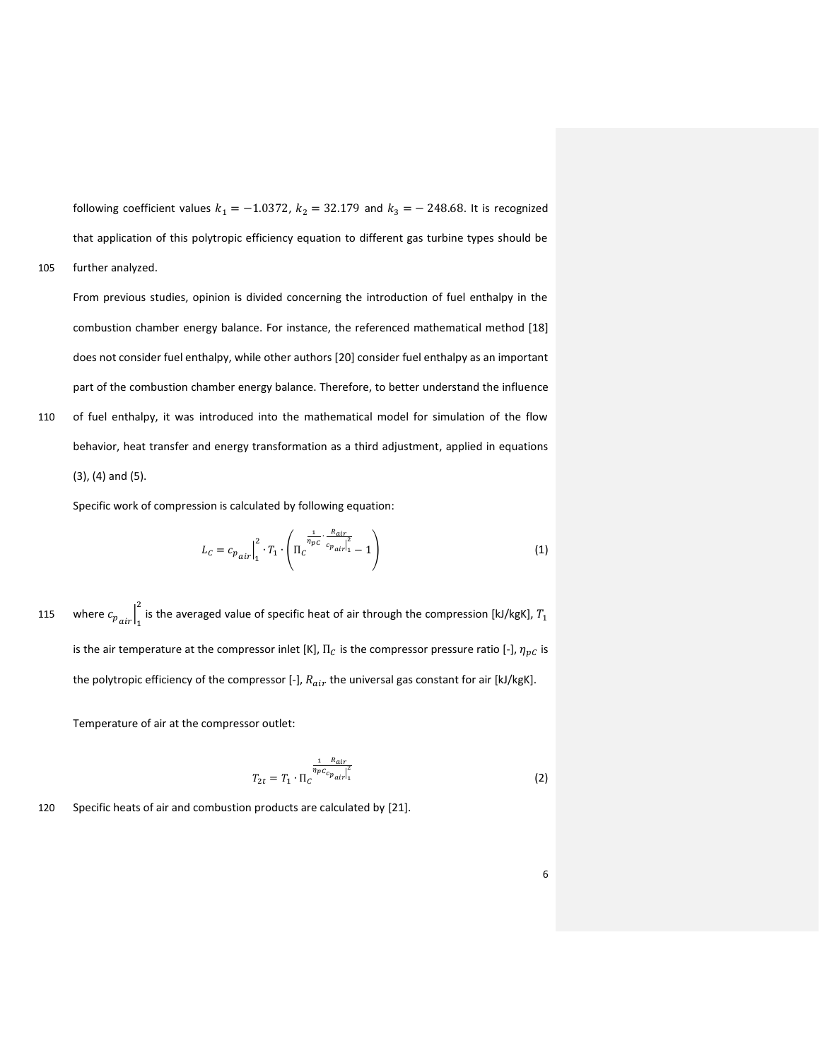following coefficient values $k_1 = -1.0372$, $k_2 = 32.179$ and $k_3 = -248.68$. It is recognized that application of this polytropic efficiency equation to different gas turbine types should be further analyzed.

From previous studies, opinion is divided concerning the introduction of fuel enthalpy in the combustion chamber energy balance. For instance, the referenced mathematical method [18] does not consider fuel enthalpy, while other authors [20] consider fuel enthalpy as an important part of the combustion chamber energy balance. Therefore, to better understand the influence of fuel enthalpy, it was introduced into the mathematical model for simulation of the flow behavior, heat transfer and energy transformation as a third adjustment, applied in equations (3), (4) and (5).

Specific work of compression is calculated by following equation:

$$L_C = c_{p_{air}}\Big|_1^2 \cdot T_1 \cdot \left( \Pi_C^{\frac{1}{\eta_{pC}} \cdot \frac{R_{air}}{c_{p_{air}}\big|_1^2}} - 1 \right) \tag{1}$$

where $c_{p_{air}}\Big|_1^2$ is the averaged value of specific heat of air through the compression [kJ/kgK], $T_1$ is the air temperature at the compressor inlet [K], $\Pi_C$ is the compressor pressure ratio [-], $\eta_{pC}$ is the polytropic efficiency of the compressor [-], $R_{air}$ the universal gas constant for air [kJ/kgK].

Temperature of air at the compressor outlet:

$$T_{2t} = T_1 \cdot \Pi_C^{\frac{1}{\eta_{pC}} \frac{R_{air}}{c_{p_{air}}\big|_1^2}} \tag{2}$$

Specific heats of air and combustion products are calculated by [21].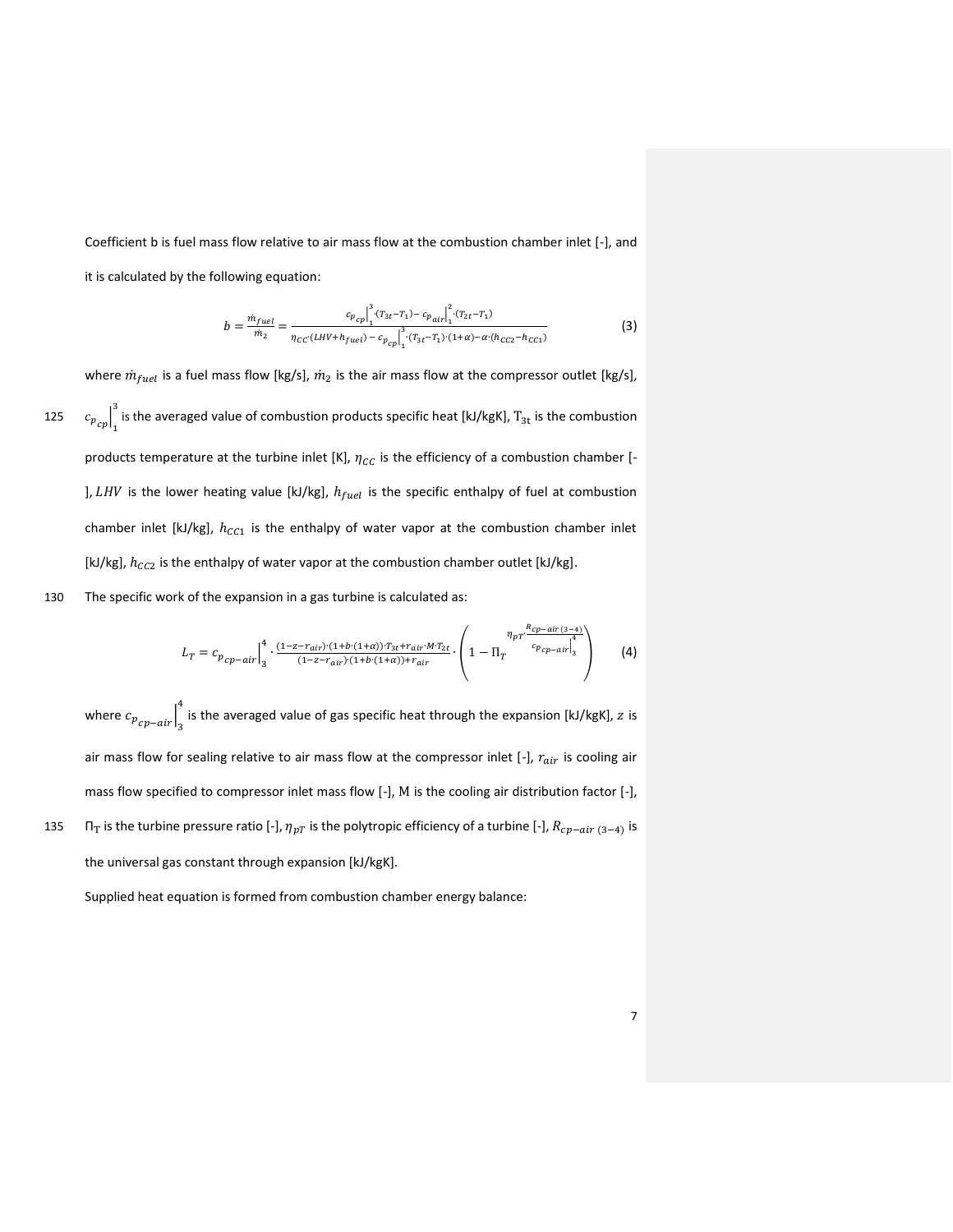Coefficient b is fuel mass flow relative to air mass flow at the combustion chamber inlet [-], and it is calculated by the following equation:

$$b = \frac{\dot{m}_{fuel}}{\dot{m}_2} = \frac{c_{p_{cp}}\Big|_1^3 \cdot (T_{3t} - T_1) - c_{p_{air}}\Big|_1^2 \cdot (T_{2t} - T_1)}{\eta_{CC} \cdot (LHV + h_{fuel}) - c_{p_{cp}}\Big|_1^3 \cdot (T_{3t} - T_1) \cdot (1+\alpha) - \alpha \cdot (h_{CC2} - h_{CC1})} \tag{3}$$

where $\dot{m}_{fuel}$ is a fuel mass flow [kg/s], $\dot{m}_2$ is the air mass flow at the compressor outlet [kg/s], $c_{p_{cp}}\Big|_1^3$ is the averaged value of combustion products specific heat [kJ/kgK], $T_{3t}$ is the combustion products temperature at the turbine inlet [K], $\eta_{CC}$ is the efficiency of a combustion chamber [-], $LHV$ is the lower heating value [kJ/kg], $h_{fuel}$ is the specific enthalpy of fuel at combustion chamber inlet [kJ/kg], $h_{CC1}$ is the enthalpy of water vapor at the combustion chamber inlet [kJ/kg], $h_{CC2}$ is the enthalpy of water vapor at the combustion chamber outlet [kJ/kg].

The specific work of the expansion in a gas turbine is calculated as:

$$L_T = c_{p_{cp-air}}\Big|_3^4 \cdot \frac{(1-z-r_{air}) \cdot (1+b \cdot (1+\alpha)) \cdot T_{3t} + r_{air} \cdot M \cdot T_{2t}}{(1-z-r_{air}) \cdot (1+b \cdot (1+\alpha)) + r_{air}} \cdot \left( 1 - \Pi_T^{\;\eta_{pT} \cdot \frac{R_{cp-air\,(3-4)}}{c_{p_{cp-air}}\big|_3^4}} \right) \tag{4}$$

where $c_{p_{cp-air}}\Big|_3^4$ is the averaged value of gas specific heat through the expansion [kJ/kgK], $z$ is air mass flow for sealing relative to air mass flow at the compressor inlet [-], $r_{air}$ is cooling air mass flow specified to compressor inlet mass flow [-], $\mathrm{M}$ is the cooling air distribution factor [-], $\Pi_T$ is the turbine pressure ratio [-], $\eta_{pT}$ is the polytropic efficiency of a turbine [-], $R_{cp-air\,(3-4)}$ is the universal gas constant through expansion [kJ/kgK].

Supplied heat equation is formed from combustion chamber energy balance: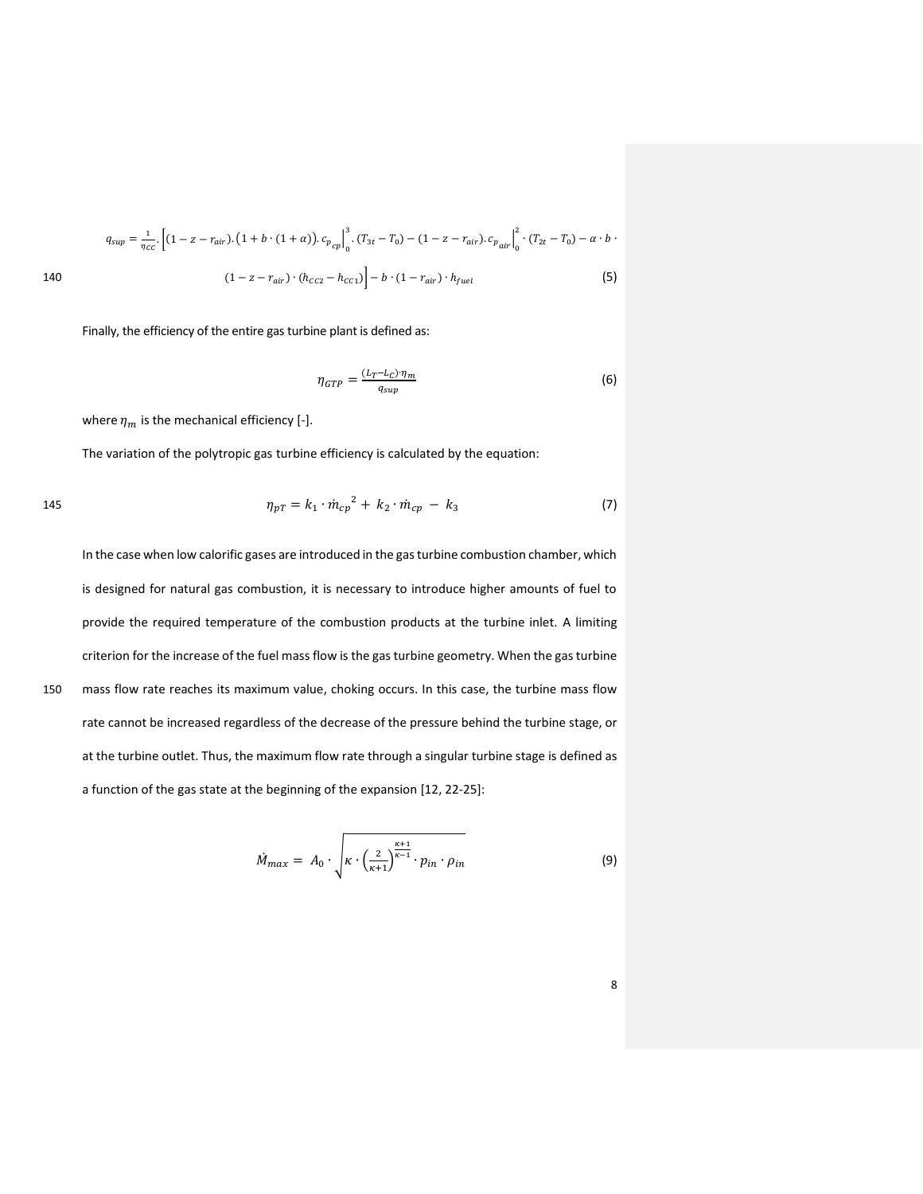$$q_{sup} = \frac{1}{\eta_{CC}} \cdot \left[ (1 - z - r_{air}) . \left(1 + b \cdot (1 + \alpha)\right) . c_{p_{cp}} \Big|_0^3 . (T_{3t} - T_0) - (1 - z - r_{air}) . c_{p_{air}} \Big|_0^2 \cdot (T_{2t} - T_0) - \alpha \cdot b \cdot (1 - z - r_{air}) \cdot (h_{CC2} - h_{CC1}) \right] - b \cdot (1 - r_{air}) \cdot h_{fuel} \tag{5}$$

Finally, the efficiency of the entire gas turbine plant is defined as:

$$\eta_{GTP} = \frac{(L_T - L_C) \cdot \eta_m}{q_{sup}} \tag{6}$$

where $\eta_m$ is the mechanical efficiency [-].

The variation of the polytropic gas turbine efficiency is calculated by the equation:

$$\eta_{pT} = k_1 \cdot \dot{m}_{cp}^{\ 2} + k_2 \cdot \dot{m}_{cp} - k_3 \tag{7}$$

In the case when low calorific gases are introduced in the gas turbine combustion chamber, which is designed for natural gas combustion, it is necessary to introduce higher amounts of fuel to provide the required temperature of the combustion products at the turbine inlet. A limiting criterion for the increase of the fuel mass flow is the gas turbine geometry. When the gas turbine mass flow rate reaches its maximum value, choking occurs. In this case, the turbine mass flow rate cannot be increased regardless of the decrease of the pressure behind the turbine stage, or at the turbine outlet. Thus, the maximum flow rate through a singular turbine stage is defined as a function of the gas state at the beginning of the expansion [12, 22-25]:

$$\dot{M}_{max} = A_0 \cdot \sqrt{\kappa \cdot \left(\frac{2}{\kappa + 1}\right)^{\frac{\kappa + 1}{\kappa - 1}} \cdot p_{in} \cdot \rho_{in}} \tag{9}$$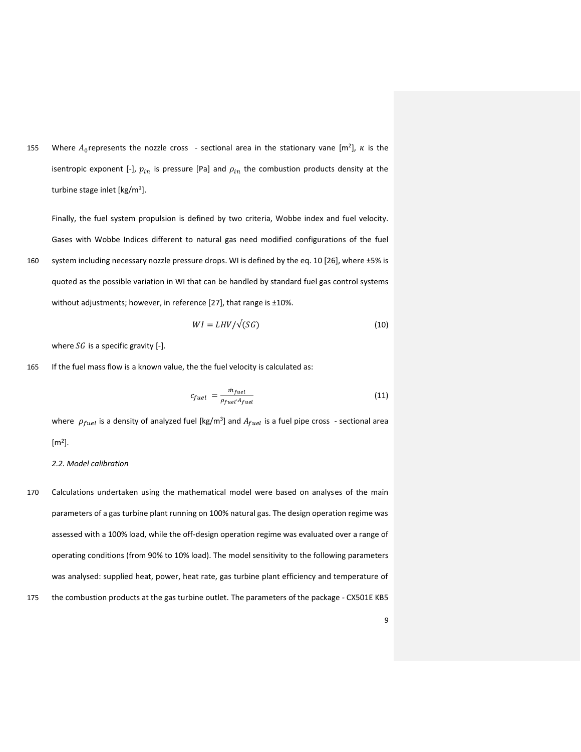Where $A_0$ represents the nozzle cross - sectional area in the stationary vane [m$^2$], $\kappa$ is the isentropic exponent [-], $p_{in}$ is pressure [Pa] and $\rho_{in}$ the combustion products density at the turbine stage inlet [kg/m$^3$].

Finally, the fuel system propulsion is defined by two criteria, Wobbe index and fuel velocity. Gases with Wobbe Indices different to natural gas need modified configurations of the fuel system including necessary nozzle pressure drops. WI is defined by the eq. 10 [26], where ±5% is quoted as the possible variation in WI that can be handled by standard fuel gas control systems without adjustments; however, in reference [27], that range is ±10%.

$$WI = LHV/\sqrt{(SG)} \tag{10}$$

where $SG$ is a specific gravity [-].

If the fuel mass flow is a known value, the the fuel velocity is calculated as:

$$c_{fuel} = \frac{\dot{m}_{fuel}}{\rho_{fuel} \cdot A_{fuel}} \tag{11}$$

where $\rho_{fuel}$ is a density of analyzed fuel [kg/m$^3$] and $A_{fuel}$ is a fuel pipe cross - sectional area [m$^2$].

*2.2. Model calibration*

Calculations undertaken using the mathematical model were based on analyses of the main parameters of a gas turbine plant running on 100% natural gas. The design operation regime was assessed with a 100% load, while the off-design operation regime was evaluated over a range of operating conditions (from 90% to 10% load). The model sensitivity to the following parameters was analysed: supplied heat, power, heat rate, gas turbine plant efficiency and temperature of the combustion products at the gas turbine outlet. The parameters of the package - CX501E KB5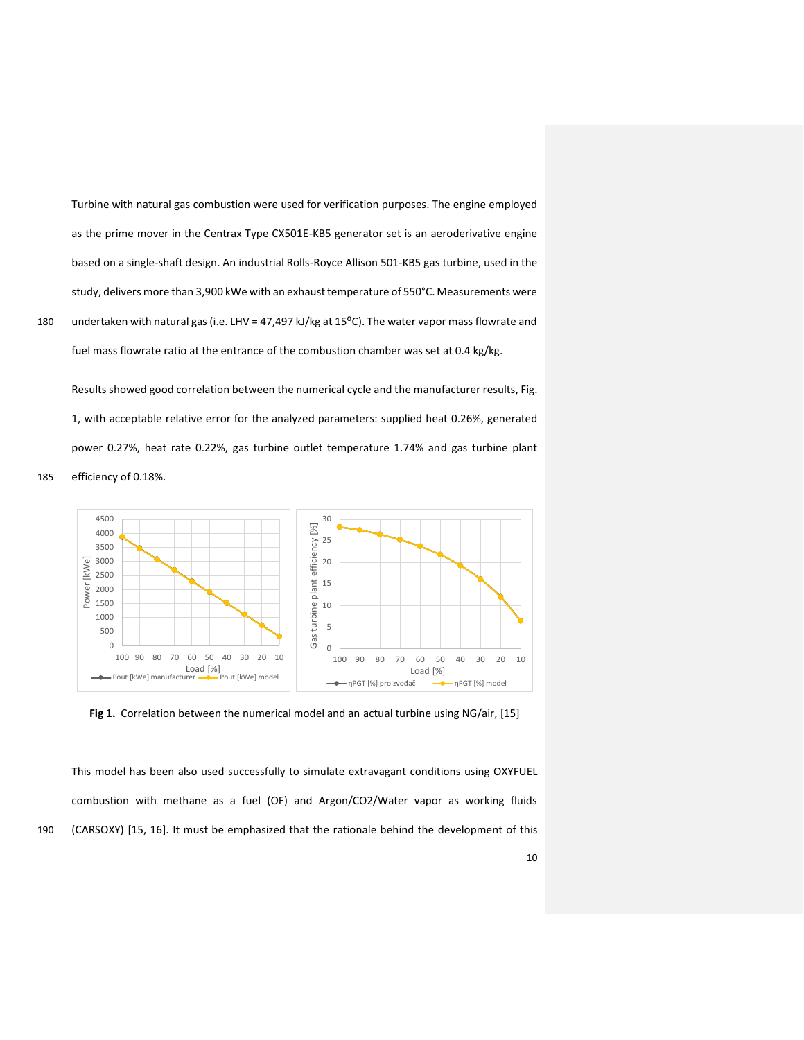Turbine with natural gas combustion were used for verification purposes. The engine employed as the prime mover in the Centrax Type CX501E-KB5 generator set is an aeroderivative engine based on a single-shaft design. An industrial Rolls-Royce Allison 501-KB5 gas turbine, used in the study, delivers more than 3,900 kWe with an exhaust temperature of 550°C. Measurements were undertaken with natural gas (i.e. LHV = 47,497 kJ/kg at 15°C). The water vapor mass flowrate and fuel mass flowrate ratio at the entrance of the combustion chamber was set at 0.4 kg/kg.

Results showed good correlation between the numerical cycle and the manufacturer results, Fig. 1, with acceptable relative error for the analyzed parameters: supplied heat 0.26%, generated power 0.27%, heat rate 0.22%, gas turbine outlet temperature 1.74% and gas turbine plant efficiency of 0.18%.

**Fig 1.** Correlation between the numerical model and an actual turbine using NG/air, [15]

This model has been also used successfully to simulate extravagant conditions using OXYFUEL combustion with methane as a fuel (OF) and Argon/CO2/Water vapor as working fluids (CARSOXY) [15, 16]. It must be emphasized that the rationale behind the development of this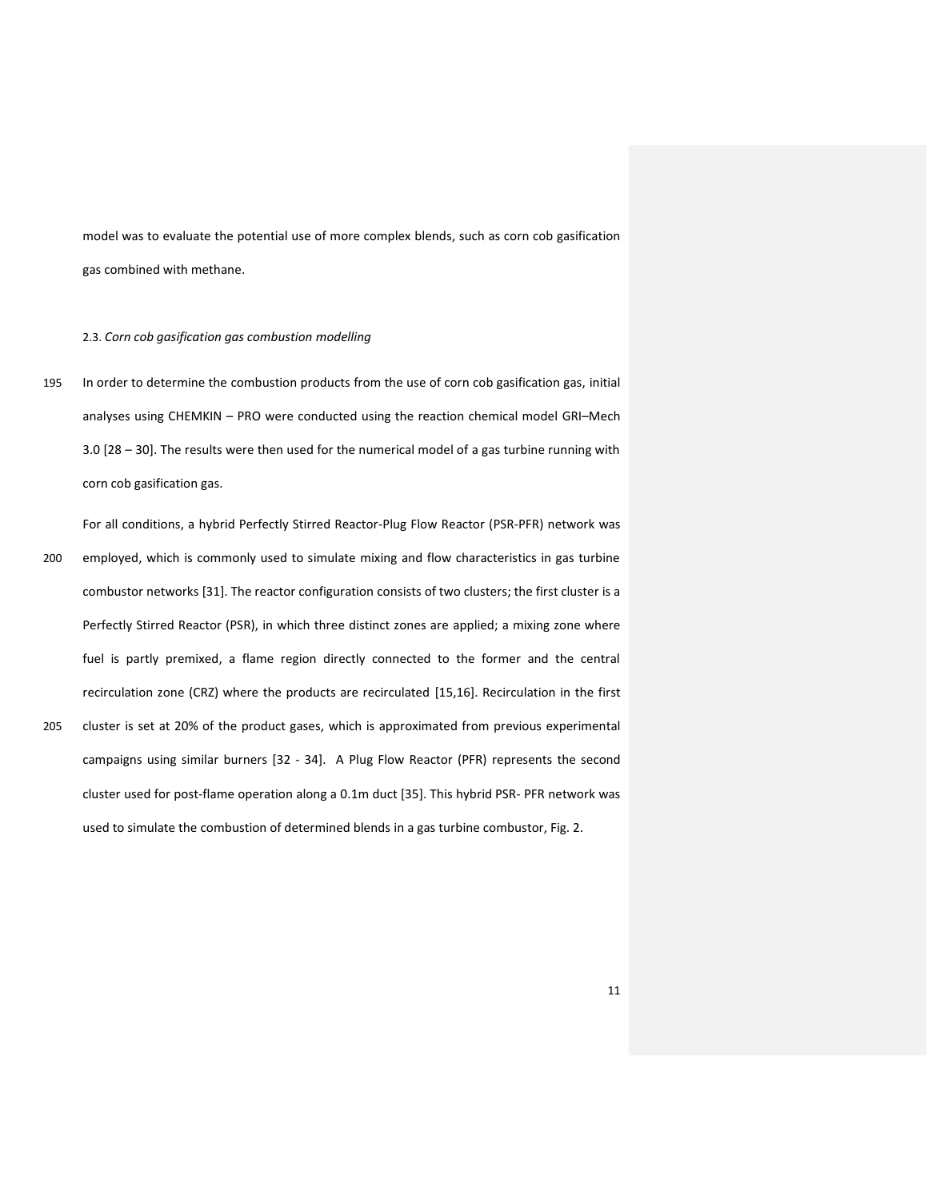model was to evaluate the potential use of more complex blends, such as corn cob gasification gas combined with methane.

### 2.3. *Corn cob gasification gas combustion modelling*

In order to determine the combustion products from the use of corn cob gasification gas, initial analyses using CHEMKIN – PRO were conducted using the reaction chemical model GRI–Mech 3.0 [28 – 30]. The results were then used for the numerical model of a gas turbine running with corn cob gasification gas.

For all conditions, a hybrid Perfectly Stirred Reactor-Plug Flow Reactor (PSR-PFR) network was employed, which is commonly used to simulate mixing and flow characteristics in gas turbine combustor networks [31]. The reactor configuration consists of two clusters; the first cluster is a Perfectly Stirred Reactor (PSR), in which three distinct zones are applied; a mixing zone where fuel is partly premixed, a flame region directly connected to the former and the central recirculation zone (CRZ) where the products are recirculated [15,16]. Recirculation in the first cluster is set at 20% of the product gases, which is approximated from previous experimental campaigns using similar burners [32 - 34]. A Plug Flow Reactor (PFR) represents the second cluster used for post-flame operation along a 0.1m duct [35]. This hybrid PSR- PFR network was used to simulate the combustion of determined blends in a gas turbine combustor, Fig. 2.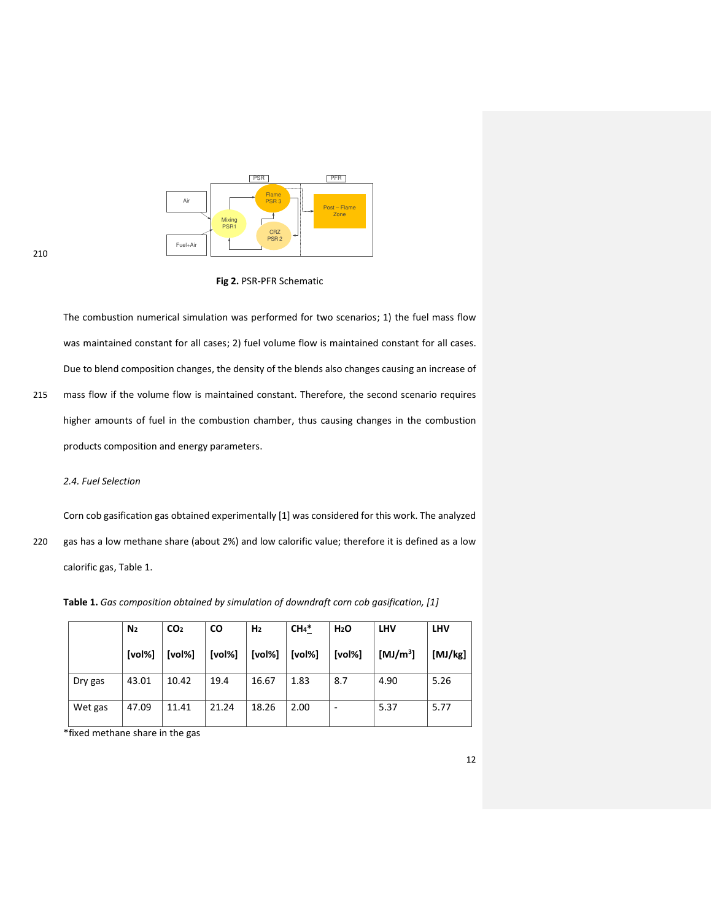Fig 2. PSR-PFR Schematic

The combustion numerical simulation was performed for two scenarios; 1) the fuel mass flow was maintained constant for all cases; 2) fuel volume flow is maintained constant for all cases. Due to blend composition changes, the density of the blends also changes causing an increase of mass flow if the volume flow is maintained constant. Therefore, the second scenario requires higher amounts of fuel in the combustion chamber, thus causing changes in the combustion products composition and energy parameters.

### *2.4. Fuel Selection*

Corn cob gasification gas obtained experimentally [1] was considered for this work. The analyzed gas has a low methane share (about 2%) and low calorific value; therefore it is defined as a low calorific gas, Table 1.

**Table 1.** *Gas composition obtained by simulation of downdraft corn cob gasification, [1]*

| | $N_2$ [vol%] | $CO_2$ [vol%] | CO [vol%] | $H_2$ [vol%] | $CH_4$* [vol%] | $H_2O$ [vol%] | LHV [MJ/m$^3$] | LHV [MJ/kg] |
|---|---|---|---|---|---|---|---|---|
| Dry gas | 43.01 | 10.42 | 19.4 | 16.67 | 1.83 | 8.7 | 4.90 | 5.26 |
| Wet gas | 47.09 | 11.41 | 21.24 | 18.26 | 2.00 | - | 5.37 | 5.77 |

*fixed methane share in the gas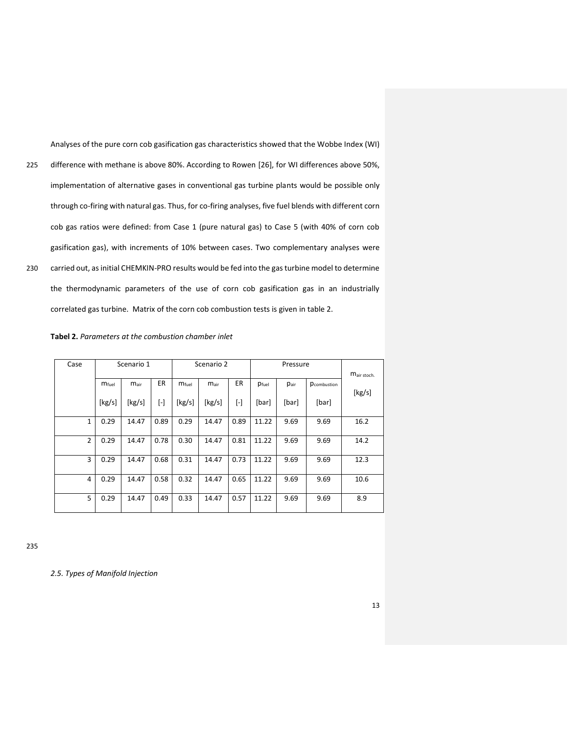Analyses of the pure corn cob gasification gas characteristics showed that the Wobbe Index (WI) difference with methane is above 80%. According to Rowen [26], for WI differences above 50%, implementation of alternative gases in conventional gas turbine plants would be possible only through co-firing with natural gas. Thus, for co-firing analyses, five fuel blends with different corn cob gas ratios were defined: from Case 1 (pure natural gas) to Case 5 (with 40% of corn cob gasification gas), with increments of 10% between cases. Two complementary analyses were carried out, as initial CHEMKIN-PRO results would be fed into the gas turbine model to determine the thermodynamic parameters of the use of corn cob gasification gas in an industrially correlated gas turbine. Matrix of the corn cob combustion tests is given in table 2.

**Tabel 2.** *Parameters at the combustion chamber inlet*

| Case | Scenario 1 | | | Scenario 2 | | | Pressure | | | $m_{air\ stoch.}$ |
|---|---|---|---|---|---|---|---|---|---|---|
| | $m_{fuel}$ [kg/s] | $m_{air}$ [kg/s] | ER [-] | $m_{fuel}$ [kg/s] | $m_{air}$ [kg/s] | ER [-] | $p_{fuel}$ [bar] | $p_{air}$ [bar] | $p_{combustion}$ [bar] | [kg/s] |
| 1 | 0.29 | 14.47 | 0.89 | 0.29 | 14.47 | 0.89 | 11.22 | 9.69 | 9.69 | 16.2 |
| 2 | 0.29 | 14.47 | 0.78 | 0.30 | 14.47 | 0.81 | 11.22 | 9.69 | 9.69 | 14.2 |
| 3 | 0.29 | 14.47 | 0.68 | 0.31 | 14.47 | 0.73 | 11.22 | 9.69 | 9.69 | 12.3 |
| 4 | 0.29 | 14.47 | 0.58 | 0.32 | 14.47 | 0.65 | 11.22 | 9.69 | 9.69 | 10.6 |
| 5 | 0.29 | 14.47 | 0.49 | 0.33 | 14.47 | 0.57 | 11.22 | 9.69 | 9.69 | 8.9 |

*2.5. Types of Manifold Injection*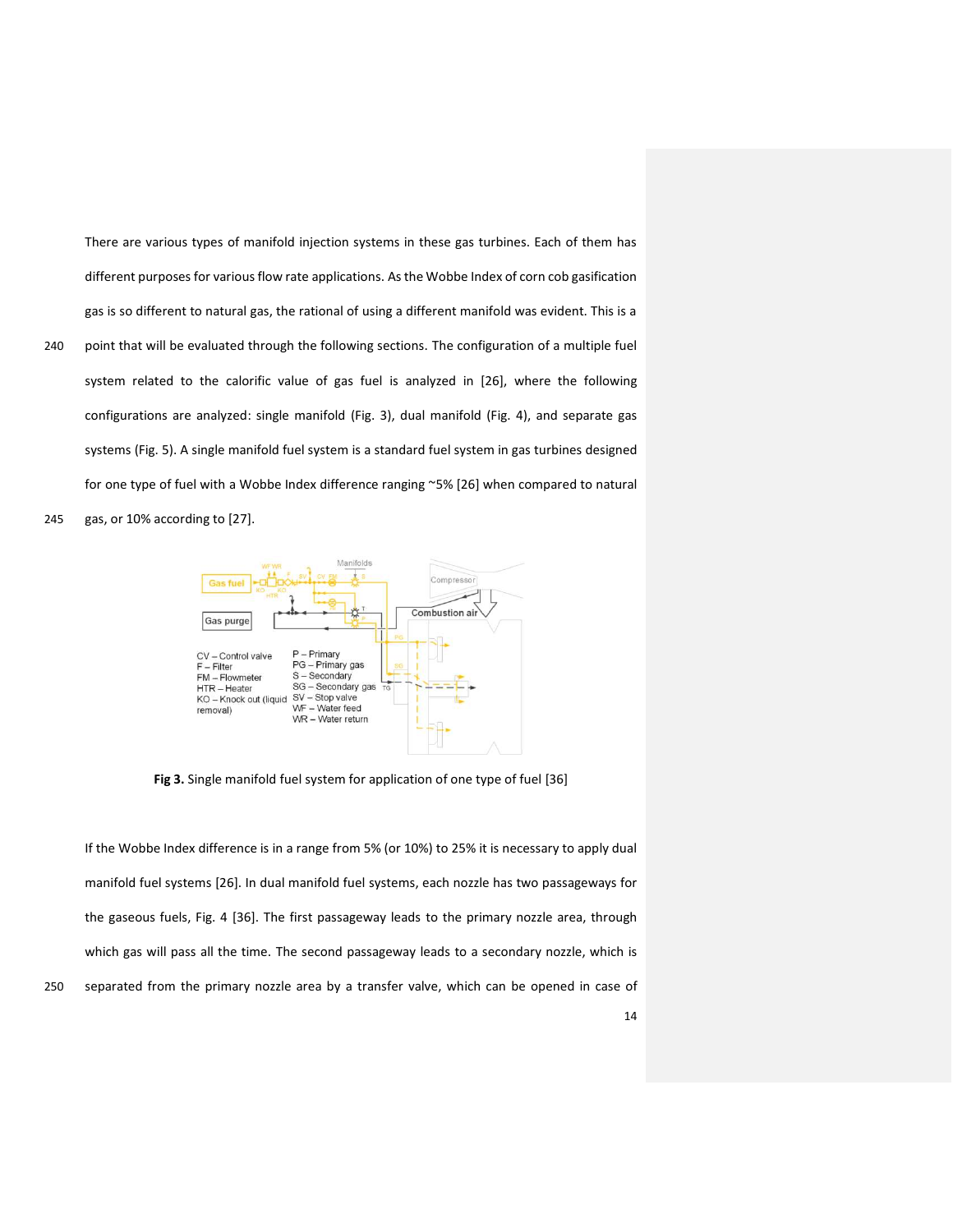There are various types of manifold injection systems in these gas turbines. Each of them has different purposes for various flow rate applications. As the Wobbe Index of corn cob gasification gas is so different to natural gas, the rational of using a different manifold was evident. This is a point that will be evaluated through the following sections. The configuration of a multiple fuel system related to the calorific value of gas fuel is analyzed in [26], where the following configurations are analyzed: single manifold (Fig. 3), dual manifold (Fig. 4), and separate gas systems (Fig. 5). A single manifold fuel system is a standard fuel system in gas turbines designed for one type of fuel with a Wobbe Index difference ranging ~5% [26] when compared to natural gas, or 10% according to [27].

**Fig 3.** Single manifold fuel system for application of one type of fuel [36]

If the Wobbe Index difference is in a range from 5% (or 10%) to 25% it is necessary to apply dual manifold fuel systems [26]. In dual manifold fuel systems, each nozzle has two passageways for the gaseous fuels, Fig. 4 [36]. The first passageway leads to the primary nozzle area, through which gas will pass all the time. The second passageway leads to a secondary nozzle, which is separated from the primary nozzle area by a transfer valve, which can be opened in case of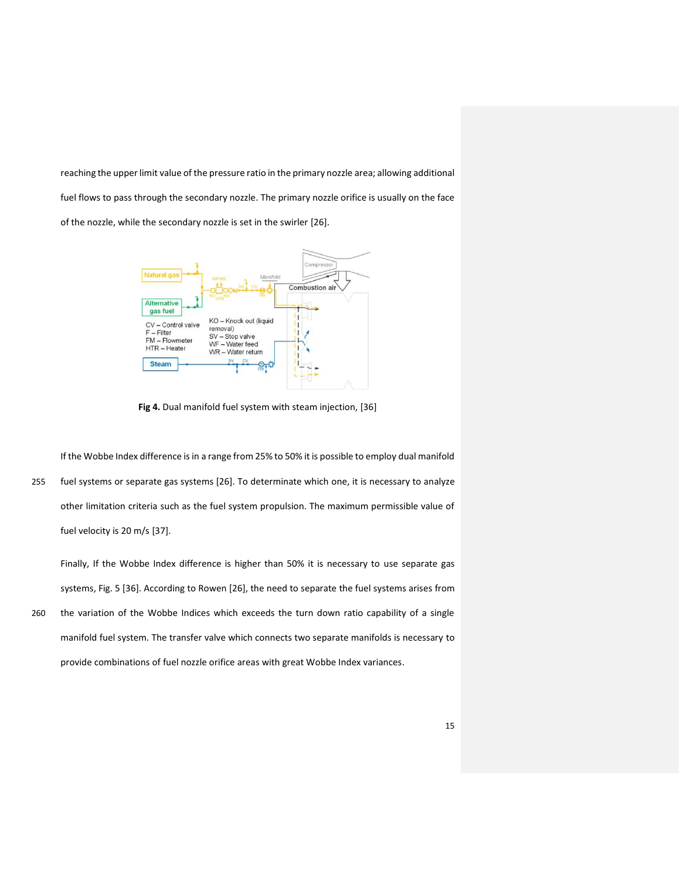reaching the upper limit value of the pressure ratio in the primary nozzle area; allowing additional fuel flows to pass through the secondary nozzle. The primary nozzle orifice is usually on the face of the nozzle, while the secondary nozzle is set in the swirler [26].

**Fig 4.** Dual manifold fuel system with steam injection, [36]

If the Wobbe Index difference is in a range from 25% to 50% it is possible to employ dual manifold fuel systems or separate gas systems [26]. To determinate which one, it is necessary to analyze other limitation criteria such as the fuel system propulsion. The maximum permissible value of fuel velocity is 20 m/s [37].

Finally, If the Wobbe Index difference is higher than 50% it is necessary to use separate gas systems, Fig. 5 [36]. According to Rowen [26], the need to separate the fuel systems arises from the variation of the Wobbe Indices which exceeds the turn down ratio capability of a single manifold fuel system. The transfer valve which connects two separate manifolds is necessary to provide combinations of fuel nozzle orifice areas with great Wobbe Index variances.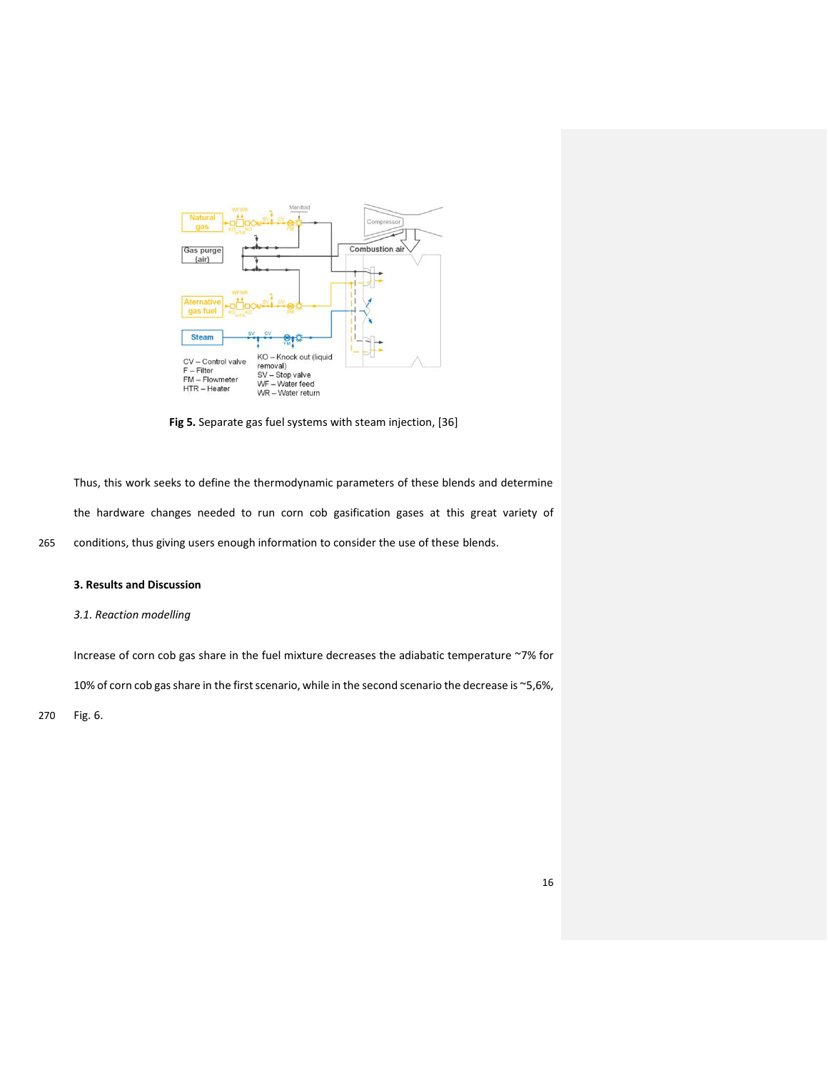Fig 5. Separate gas fuel systems with steam injection, [36]

Thus, this work seeks to define the thermodynamic parameters of these blends and determine the hardware changes needed to run corn cob gasification gases at this great variety of conditions, thus giving users enough information to consider the use of these blends.

## 3. Results and Discussion

### *3.1. Reaction modelling*

Increase of corn cob gas share in the fuel mixture decreases the adiabatic temperature ~7% for 10% of corn cob gas share in the first scenario, while in the second scenario the decrease is ~5,6%, Fig. 6.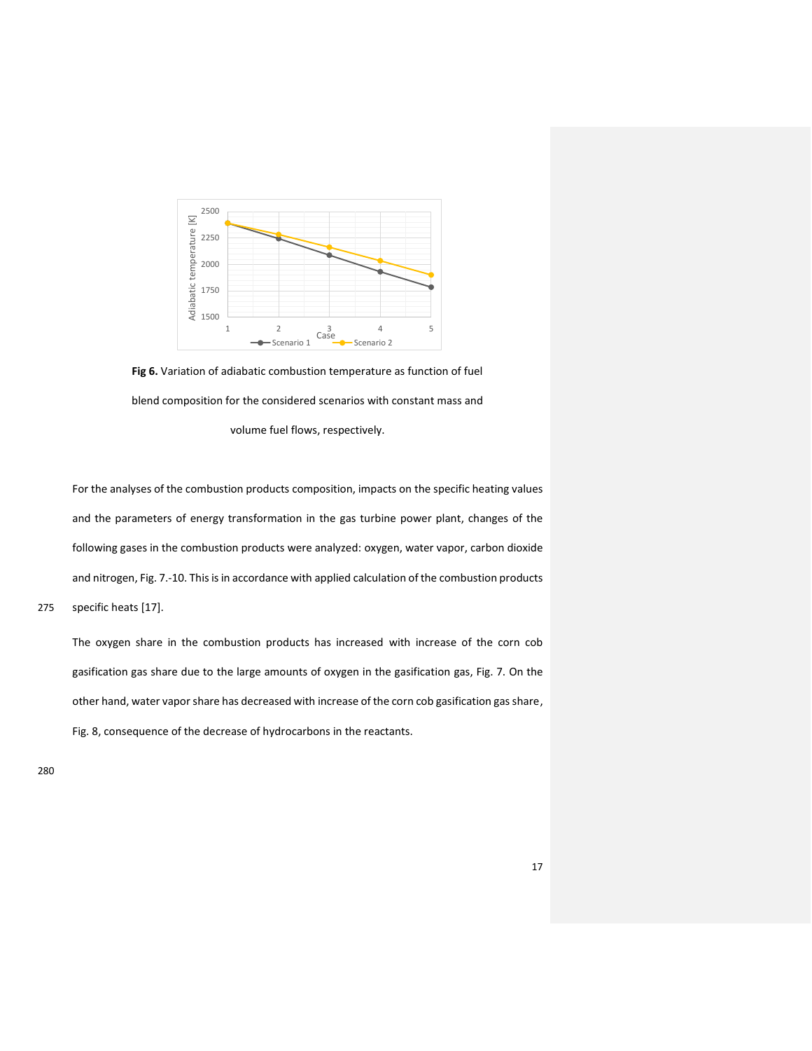**Fig 6.** Variation of adiabatic combustion temperature as function of fuel blend composition for the considered scenarios with constant mass and volume fuel flows, respectively.

For the analyses of the combustion products composition, impacts on the specific heating values and the parameters of energy transformation in the gas turbine power plant, changes of the following gases in the combustion products were analyzed: oxygen, water vapor, carbon dioxide and nitrogen, Fig. 7.-10. This is in accordance with applied calculation of the combustion products specific heats [17].

The oxygen share in the combustion products has increased with increase of the corn cob gasification gas share due to the large amounts of oxygen in the gasification gas, Fig. 7. On the other hand, water vapor share has decreased with increase of the corn cob gasification gas share, Fig. 8, consequence of the decrease of hydrocarbons in the reactants.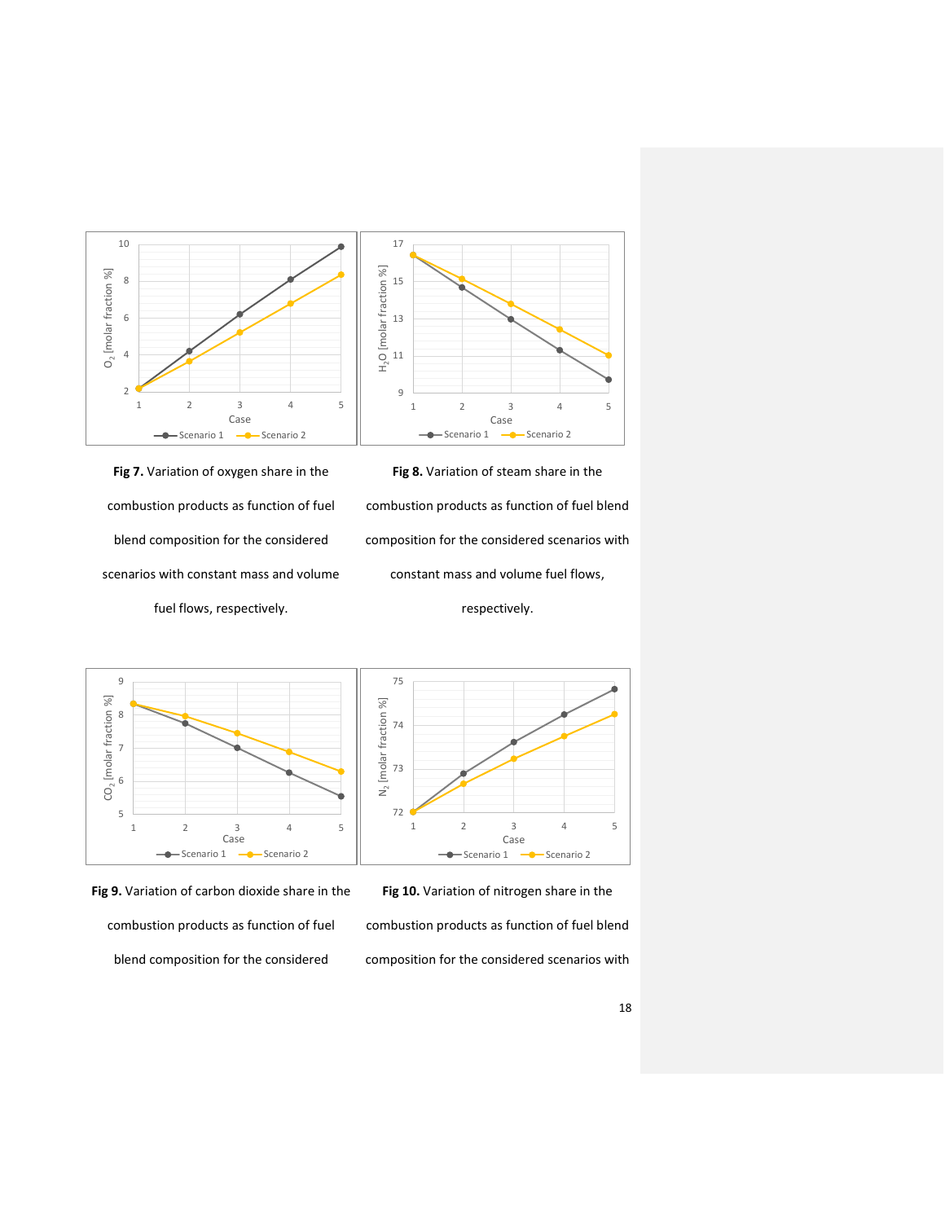**Fig 7.** Variation of oxygen share in the combustion products as function of fuel blend composition for the considered scenarios with constant mass and volume fuel flows, respectively.

**Fig 8.** Variation of steam share in the combustion products as function of fuel blend composition for the considered scenarios with constant mass and volume fuel flows, respectively.

**Fig 9.** Variation of carbon dioxide share in the combustion products as function of fuel blend composition for the considered

**Fig 10.** Variation of nitrogen share in the combustion products as function of fuel blend composition for the considered scenarios with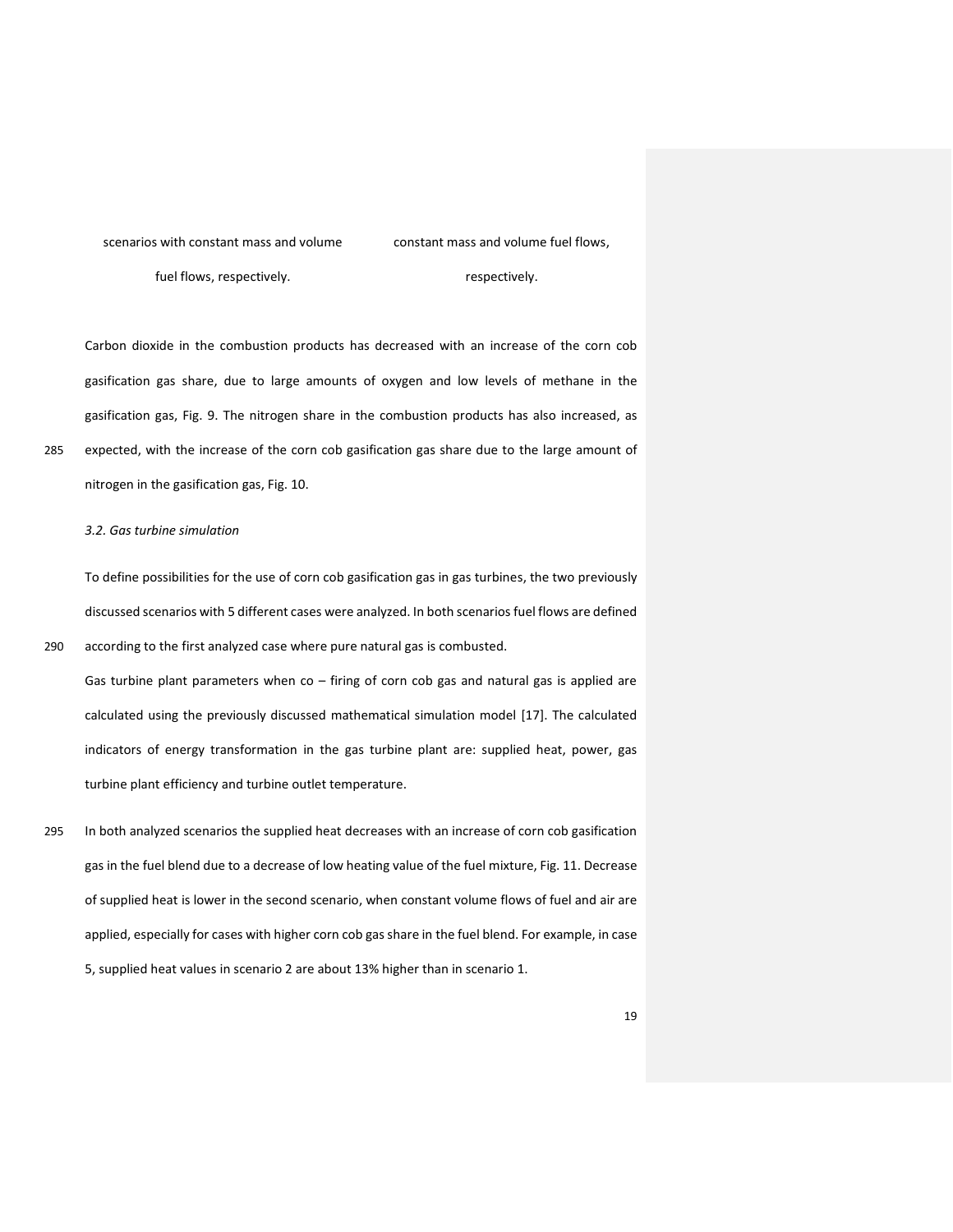scenarios with constant mass and volume fuel flows, respectively.

constant mass and volume fuel flows, respectively.

Carbon dioxide in the combustion products has decreased with an increase of the corn cob gasification gas share, due to large amounts of oxygen and low levels of methane in the gasification gas, Fig. 9. The nitrogen share in the combustion products has also increased, as expected, with the increase of the corn cob gasification gas share due to the large amount of nitrogen in the gasification gas, Fig. 10.

*3.2. Gas turbine simulation*

To define possibilities for the use of corn cob gasification gas in gas turbines, the two previously discussed scenarios with 5 different cases were analyzed. In both scenarios fuel flows are defined according to the first analyzed case where pure natural gas is combusted.

Gas turbine plant parameters when co – firing of corn cob gas and natural gas is applied are calculated using the previously discussed mathematical simulation model [17]. The calculated indicators of energy transformation in the gas turbine plant are: supplied heat, power, gas turbine plant efficiency and turbine outlet temperature.

In both analyzed scenarios the supplied heat decreases with an increase of corn cob gasification gas in the fuel blend due to a decrease of low heating value of the fuel mixture, Fig. 11. Decrease of supplied heat is lower in the second scenario, when constant volume flows of fuel and air are applied, especially for cases with higher corn cob gas share in the fuel blend. For example, in case 5, supplied heat values in scenario 2 are about 13% higher than in scenario 1.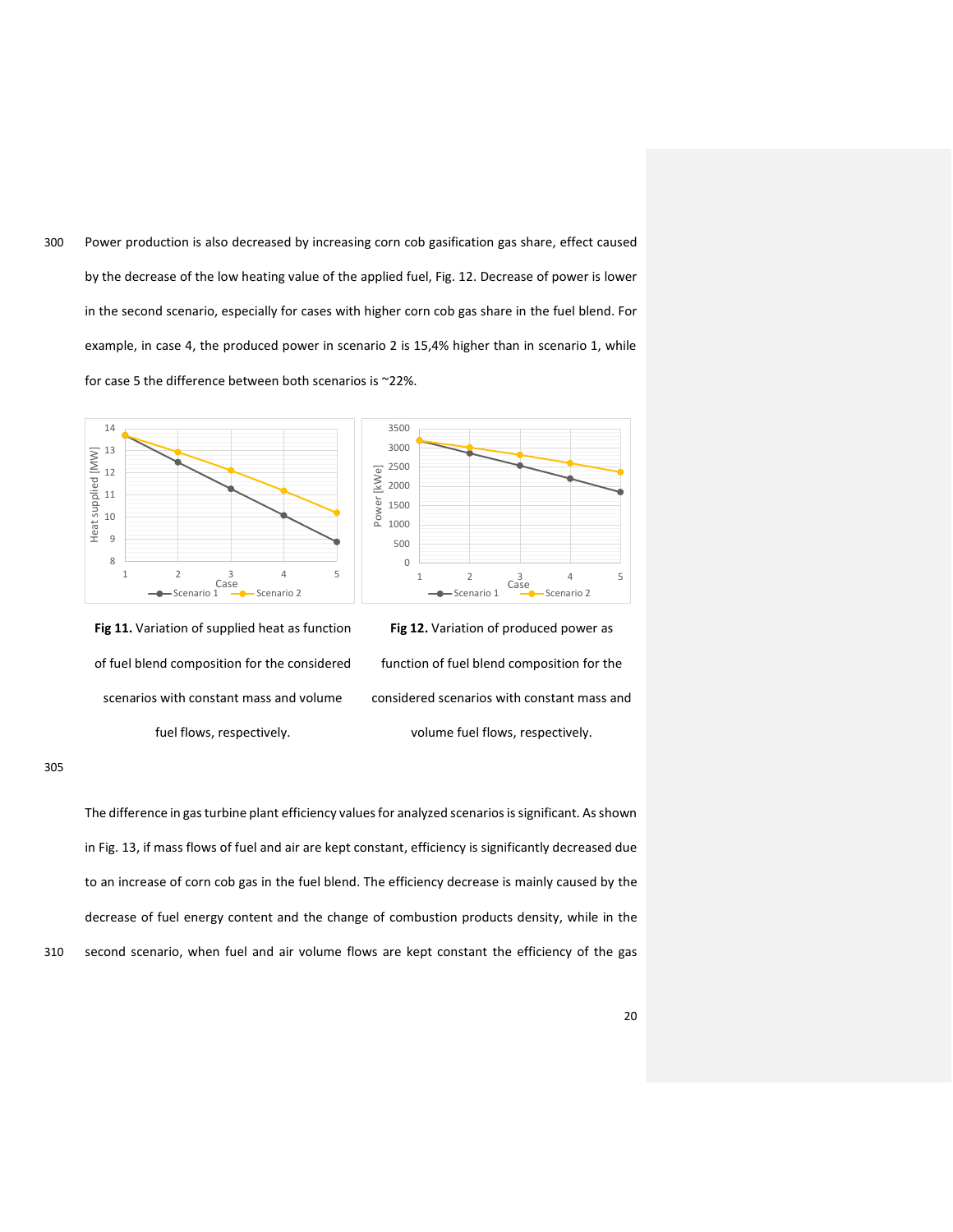Power production is also decreased by increasing corn cob gasification gas share, effect caused by the decrease of the low heating value of the applied fuel, Fig. 12. Decrease of power is lower in the second scenario, especially for cases with higher corn cob gas share in the fuel blend. For example, in case 4, the produced power in scenario 2 is 15,4% higher than in scenario 1, while for case 5 the difference between both scenarios is ~22%.

**Fig 11.** Variation of supplied heat as function of fuel blend composition for the considered scenarios with constant mass and volume fuel flows, respectively.

**Fig 12.** Variation of produced power as function of fuel blend composition for the considered scenarios with constant mass and volume fuel flows, respectively.

The difference in gas turbine plant efficiency values for analyzed scenarios is significant. As shown in Fig. 13, if mass flows of fuel and air are kept constant, efficiency is significantly decreased due to an increase of corn cob gas in the fuel blend. The efficiency decrease is mainly caused by the decrease of fuel energy content and the change of combustion products density, while in the second scenario, when fuel and air volume flows are kept constant the efficiency of the gas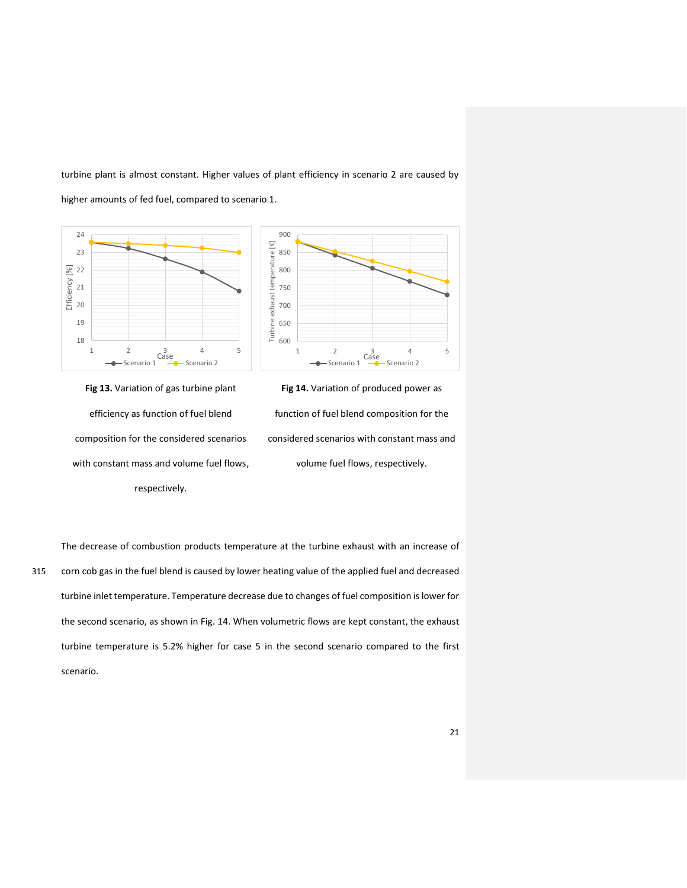turbine plant is almost constant. Higher values of plant efficiency in scenario 2 are caused by higher amounts of fed fuel, compared to scenario 1.

**Fig 13.** Variation of gas turbine plant efficiency as function of fuel blend composition for the considered scenarios with constant mass and volume fuel flows, respectively.

**Fig 14.** Variation of produced power as function of fuel blend composition for the considered scenarios with constant mass and volume fuel flows, respectively.

The decrease of combustion products temperature at the turbine exhaust with an increase of corn cob gas in the fuel blend is caused by lower heating value of the applied fuel and decreased turbine inlet temperature. Temperature decrease due to changes of fuel composition is lower for the second scenario, as shown in Fig. 14. When volumetric flows are kept constant, the exhaust turbine temperature is 5.2% higher for case 5 in the second scenario compared to the first scenario.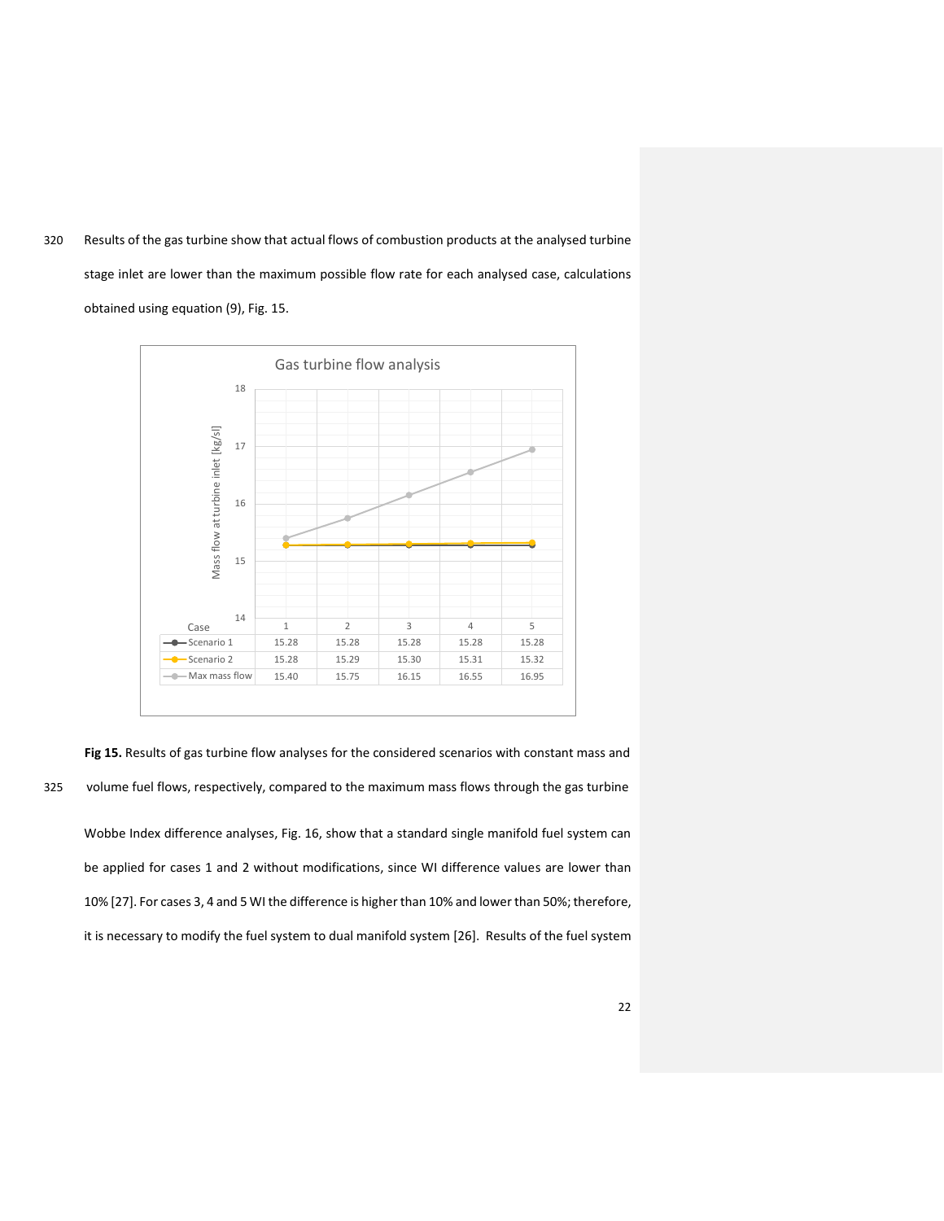Results of the gas turbine show that actual flows of combustion products at the analysed turbine stage inlet are lower than the maximum possible flow rate for each analysed case, calculations obtained using equation (9), Fig. 15.

Gas turbine flow analysis

| Case | 1 | 2 | 3 | 4 | 5 |
|---|---|---|---|---|---|
| Scenario 1 | 15.28 | 15.28 | 15.28 | 15.28 | 15.28 |
| Scenario 2 | 15.28 | 15.29 | 15.30 | 15.31 | 15.32 |
| Max mass flow | 15.40 | 15.75 | 16.15 | 16.55 | 16.95 |

**Fig 15.** Results of gas turbine flow analyses for the considered scenarios with constant mass and volume fuel flows, respectively, compared to the maximum mass flows through the gas turbine

Wobbe Index difference analyses, Fig. 16, show that a standard single manifold fuel system can be applied for cases 1 and 2 without modifications, since WI difference values are lower than 10% [27]. For cases 3, 4 and 5 WI the difference is higher than 10% and lower than 50%; therefore, it is necessary to modify the fuel system to dual manifold system [26]. Results of the fuel system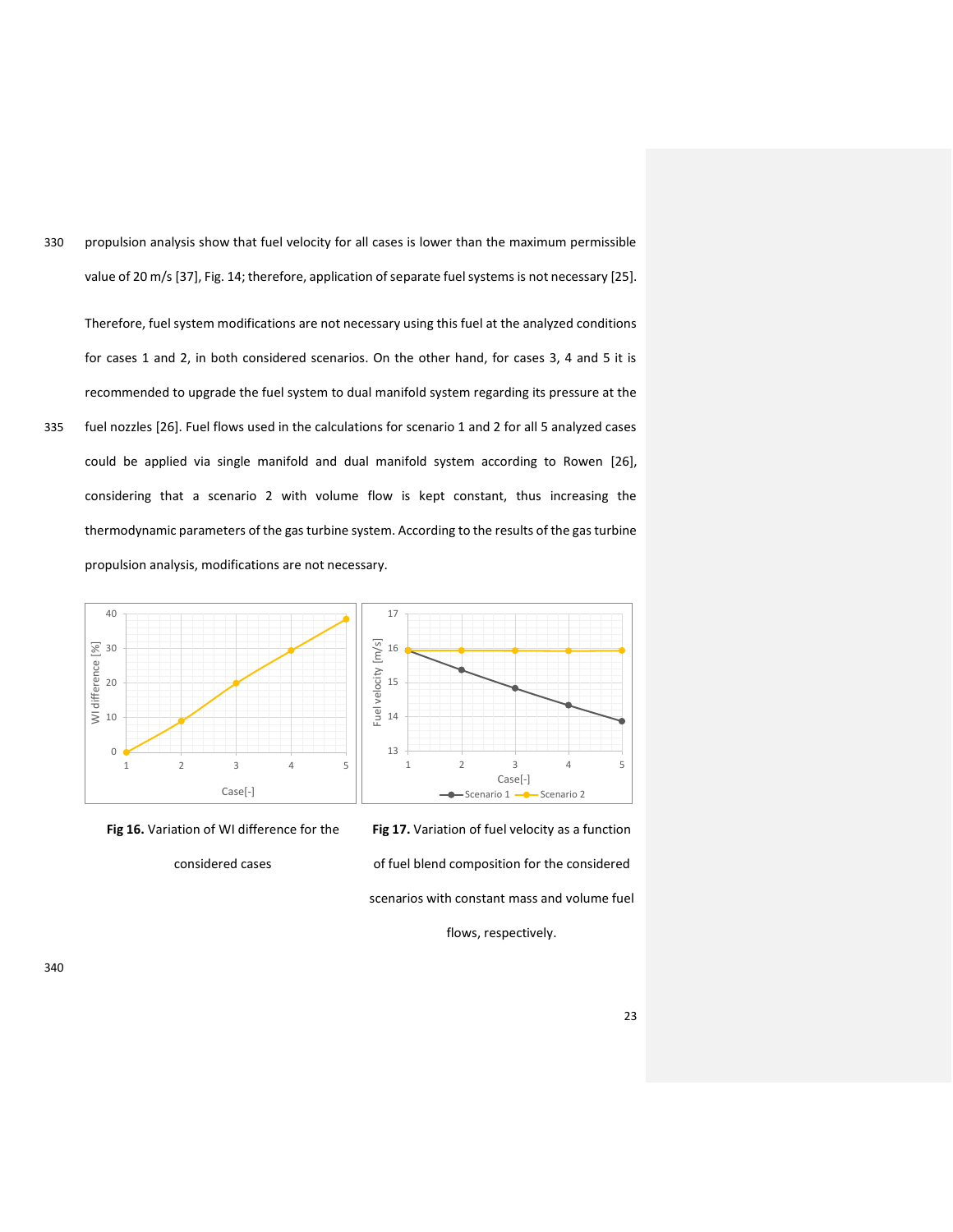propulsion analysis show that fuel velocity for all cases is lower than the maximum permissible value of 20 m/s [37], Fig. 14; therefore, application of separate fuel systems is not necessary [25].

Therefore, fuel system modifications are not necessary using this fuel at the analyzed conditions for cases 1 and 2, in both considered scenarios. On the other hand, for cases 3, 4 and 5 it is recommended to upgrade the fuel system to dual manifold system regarding its pressure at the fuel nozzles [26]. Fuel flows used in the calculations for scenario 1 and 2 for all 5 analyzed cases could be applied via single manifold and dual manifold system according to Rowen [26], considering that a scenario 2 with volume flow is kept constant, thus increasing the thermodynamic parameters of the gas turbine system. According to the results of the gas turbine propulsion analysis, modifications are not necessary.

**Fig 16.** Variation of WI difference for the considered cases

**Fig 17.** Variation of fuel velocity as a function of fuel blend composition for the considered scenarios with constant mass and volume fuel flows, respectively.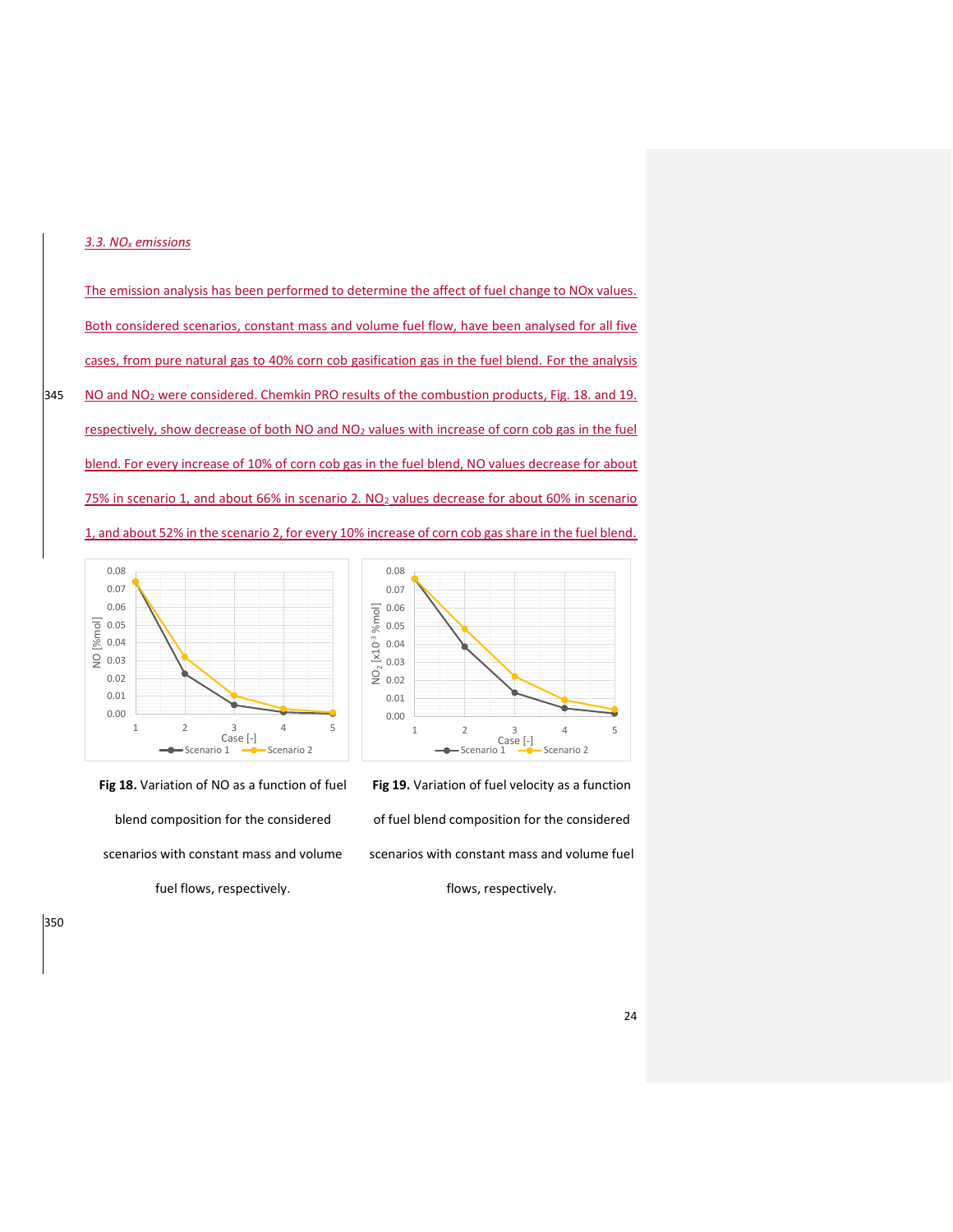### *3.3. $NO_x$ emissions*

The emission analysis has been performed to determine the affect of fuel change to NOx values. Both considered scenarios, constant mass and volume fuel flow, have been analysed for all five cases, from pure natural gas to 40% corn cob gasification gas in the fuel blend. For the analysis NO and $NO_2$ were considered. Chemkin PRO results of the combustion products, Fig. 18. and 19. respectively, show decrease of both NO and $NO_2$ values with increase of corn cob gas in the fuel blend. For every increase of 10% of corn cob gas in the fuel blend, NO values decrease for about 75% in scenario 1, and about 66% in scenario 2. $NO_2$ values decrease for about 60% in scenario 1, and about 52% in the scenario 2, for every 10% increase of corn cob gas share in the fuel blend.

**Fig 18.** Variation of NO as a function of fuel blend composition for the considered scenarios with constant mass and volume fuel flows, respectively.

**Fig 19.** Variation of fuel velocity as a function of fuel blend composition for the considered scenarios with constant mass and volume fuel flows, respectively.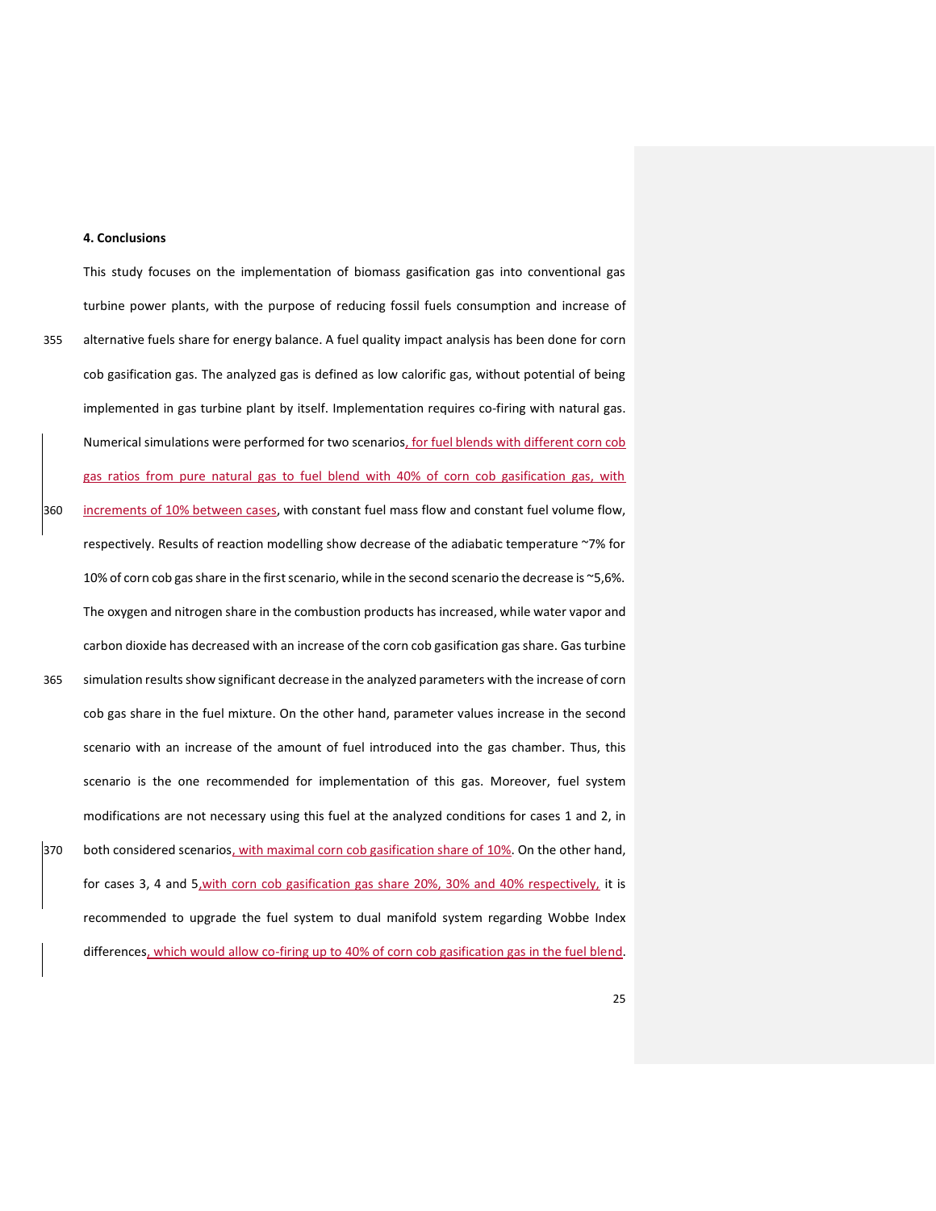#### 4. Conclusions

This study focuses on the implementation of biomass gasification gas into conventional gas turbine power plants, with the purpose of reducing fossil fuels consumption and increase of alternative fuels share for energy balance. A fuel quality impact analysis has been done for corn cob gasification gas. The analyzed gas is defined as low calorific gas, without potential of being implemented in gas turbine plant by itself. Implementation requires co-firing with natural gas. Numerical simulations were performed for two scenarios, for fuel blends with different corn cob gas ratios from pure natural gas to fuel blend with 40% of corn cob gasification gas, with increments of 10% between cases, with constant fuel mass flow and constant fuel volume flow, respectively. Results of reaction modelling show decrease of the adiabatic temperature ~7% for 10% of corn cob gas share in the first scenario, while in the second scenario the decrease is ~5,6%. The oxygen and nitrogen share in the combustion products has increased, while water vapor and carbon dioxide has decreased with an increase of the corn cob gasification gas share. Gas turbine simulation results show significant decrease in the analyzed parameters with the increase of corn cob gas share in the fuel mixture. On the other hand, parameter values increase in the second scenario with an increase of the amount of fuel introduced into the gas chamber. Thus, this scenario is the one recommended for implementation of this gas. Moreover, fuel system modifications are not necessary using this fuel at the analyzed conditions for cases 1 and 2, in both considered scenarios, with maximal corn cob gasification share of 10%. On the other hand, for cases 3, 4 and 5,with corn cob gasification gas share 20%, 30% and 40% respectively, it is recommended to upgrade the fuel system to dual manifold system regarding Wobbe Index differences, which would allow co-firing up to 40% of corn cob gasification gas in the fuel blend.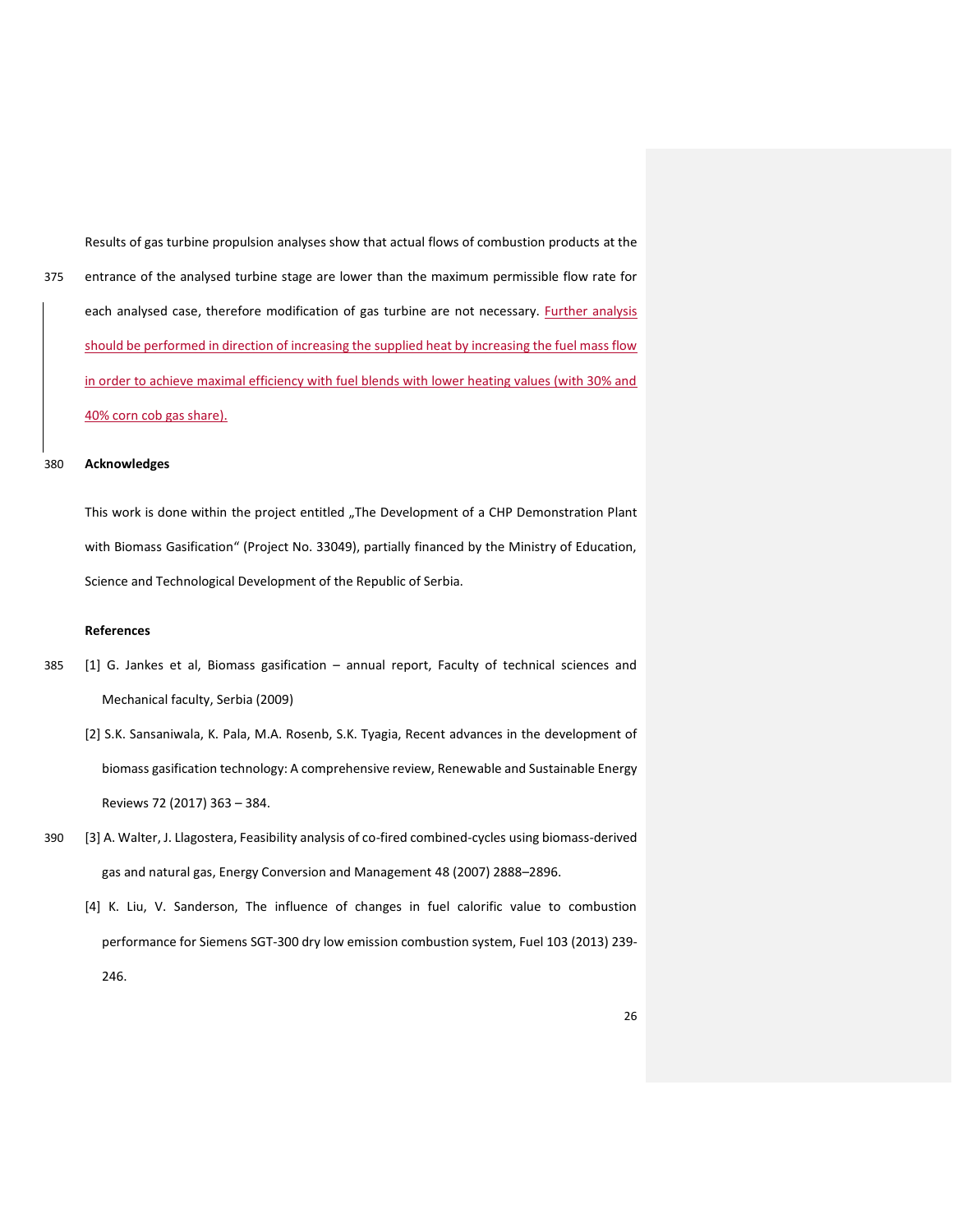Results of gas turbine propulsion analyses show that actual flows of combustion products at the entrance of the analysed turbine stage are lower than the maximum permissible flow rate for each analysed case, therefore modification of gas turbine are not necessary. Further analysis should be performed in direction of increasing the supplied heat by increasing the fuel mass flow in order to achieve maximal efficiency with fuel blends with lower heating values (with 30% and 40% corn cob gas share).

## Acknowledges

This work is done within the project entitled „The Development of a CHP Demonstration Plant with Biomass Gasification“ (Project No. 33049), partially financed by the Ministry of Education, Science and Technological Development of the Republic of Serbia.

## References

[1] G. Jankes et al, Biomass gasification – annual report, Faculty of technical sciences and Mechanical faculty, Serbia (2009)

[2] S.K. Sansaniwala, K. Pala, M.A. Rosenb, S.K. Tyagia, Recent advances in the development of biomass gasification technology: A comprehensive review, Renewable and Sustainable Energy Reviews 72 (2017) 363 – 384.

[3] A. Walter, J. Llagostera, Feasibility analysis of co-fired combined-cycles using biomass-derived gas and natural gas, Energy Conversion and Management 48 (2007) 2888–2896.

[4] K. Liu, V. Sanderson, The influence of changes in fuel calorific value to combustion performance for Siemens SGT-300 dry low emission combustion system, Fuel 103 (2013) 239-246.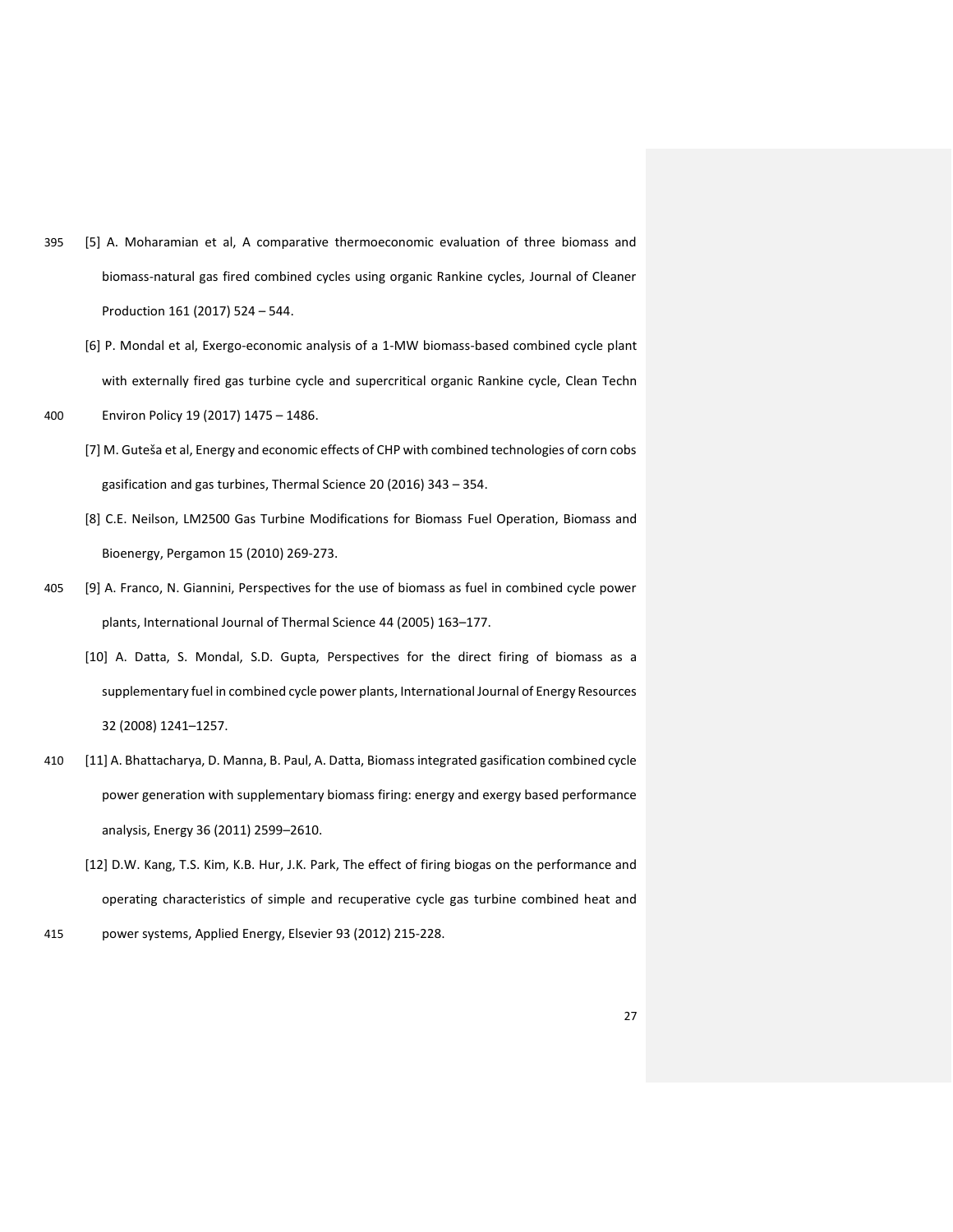[5] A. Moharamian et al, A comparative thermoeconomic evaluation of three biomass and biomass-natural gas fired combined cycles using organic Rankine cycles, Journal of Cleaner Production 161 (2017) 524 – 544.

[6] P. Mondal et al, Exergo-economic analysis of a 1-MW biomass-based combined cycle plant with externally fired gas turbine cycle and supercritical organic Rankine cycle, Clean Techn Environ Policy 19 (2017) 1475 – 1486.

[7] M. Guteša et al, Energy and economic effects of CHP with combined technologies of corn cobs gasification and gas turbines, Thermal Science 20 (2016) 343 – 354.

[8] C.E. Neilson, LM2500 Gas Turbine Modifications for Biomass Fuel Operation, Biomass and Bioenergy, Pergamon 15 (2010) 269-273.

[9] A. Franco, N. Giannini, Perspectives for the use of biomass as fuel in combined cycle power plants, International Journal of Thermal Science 44 (2005) 163–177.

[10] A. Datta, S. Mondal, S.D. Gupta, Perspectives for the direct firing of biomass as a supplementary fuel in combined cycle power plants, International Journal of Energy Resources 32 (2008) 1241–1257.

[11] A. Bhattacharya, D. Manna, B. Paul, A. Datta, Biomass integrated gasification combined cycle power generation with supplementary biomass firing: energy and exergy based performance analysis, Energy 36 (2011) 2599–2610.

[12] D.W. Kang, T.S. Kim, K.B. Hur, J.K. Park, The effect of firing biogas on the performance and operating characteristics of simple and recuperative cycle gas turbine combined heat and power systems, Applied Energy, Elsevier 93 (2012) 215-228.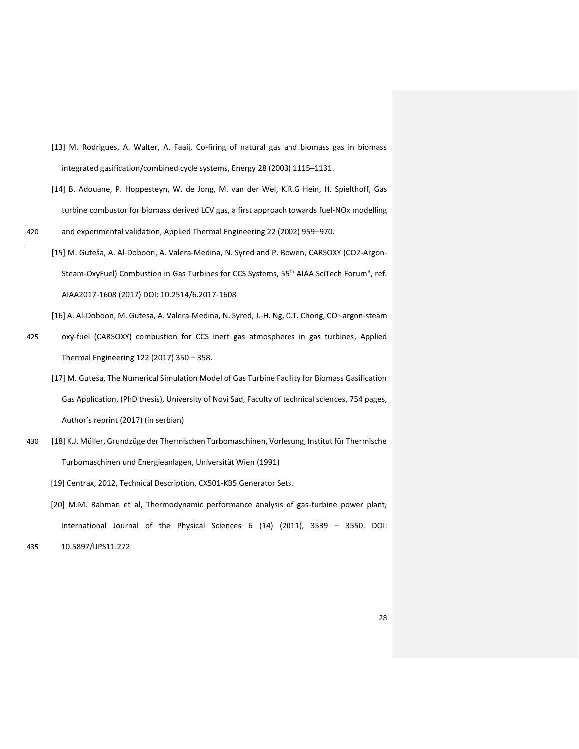[13] M. Rodrigues, A. Walter, A. Faaij, Co-firing of natural gas and biomass gas in biomass integrated gasification/combined cycle systems, Energy 28 (2003) 1115–1131.

[14] B. Adouane, P. Hoppesteyn, W. de Jong, M. van der Wel, K.R.G Hein, H. Spielthoff, Gas turbine combustor for biomass derived LCV gas, a first approach towards fuel-NOx modelling and experimental validation, Applied Thermal Engineering 22 (2002) 959–970.

[15] M. Guteša, A. Al-Doboon, A. Valera-Medina, N. Syred and P. Bowen, CARSOXY (CO2-Argon-Steam-OxyFuel) Combustion in Gas Turbines for CCS Systems, 55th AIAA SciTech Forum", ref. AIAA2017-1608 (2017) DOI: 10.2514/6.2017-1608

[16] A. Al-Doboon, M. Gutesa, A. Valera-Medina, N. Syred, J.-H. Ng, C.T. Chong, $CO_2$-argon-steam oxy-fuel (CARSOXY) combustion for CCS inert gas atmospheres in gas turbines, Applied Thermal Engineering 122 (2017) 350 – 358.

[17] M. Guteša, The Numerical Simulation Model of Gas Turbine Facility for Biomass Gasification Gas Application, (PhD thesis), University of Novi Sad, Faculty of technical sciences, 754 pages, Author's reprint (2017) (in serbian)

[18] K.J. Müller, Grundzüge der Thermischen Turbomaschinen, Vorlesung, Institut für Thermische Turbomaschinen und Energieanlagen, Universität Wien (1991)

[19] Centrax, 2012, Technical Description, CX501-KB5 Generator Sets.

[20] M.M. Rahman et al, Thermodynamic performance analysis of gas-turbine power plant, International Journal of the Physical Sciences 6 (14) (2011), 3539 – 3550. DOI: 10.5897/IJPS11.272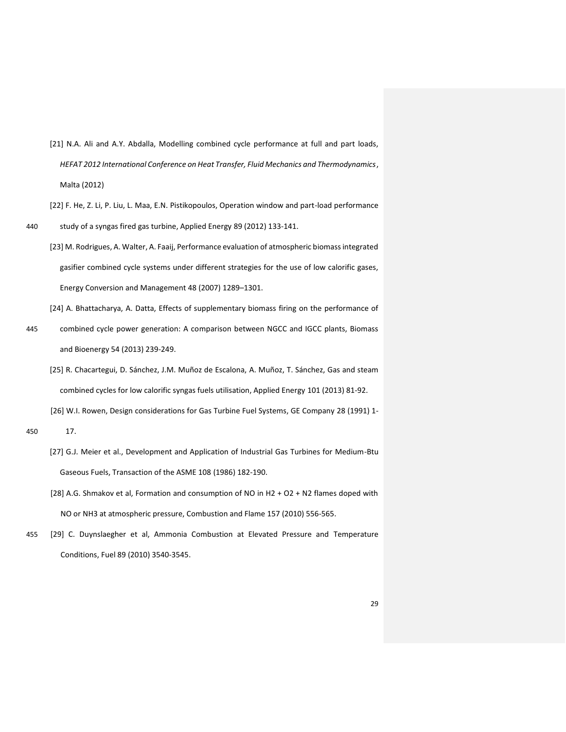[21] N.A. Ali and A.Y. Abdalla, Modelling combined cycle performance at full and part loads, *HEFAT 2012 International Conference on Heat Transfer, Fluid Mechanics and Thermodynamics*, Malta (2012)

[22] F. He, Z. Li, P. Liu, L. Maa, E.N. Pistikopoulos, Operation window and part-load performance study of a syngas fired gas turbine, Applied Energy 89 (2012) 133-141.

[23] M. Rodrigues, A. Walter, A. Faaij, Performance evaluation of atmospheric biomass integrated gasifier combined cycle systems under different strategies for the use of low calorific gases, Energy Conversion and Management 48 (2007) 1289–1301.

[24] A. Bhattacharya, A. Datta, Effects of supplementary biomass firing on the performance of combined cycle power generation: A comparison between NGCC and IGCC plants, Biomass and Bioenergy 54 (2013) 239-249.

[25] R. Chacartegui, D. Sánchez, J.M. Muñoz de Escalona, A. Muñoz, T. Sánchez, Gas and steam combined cycles for low calorific syngas fuels utilisation, Applied Energy 101 (2013) 81-92.

[26] W.I. Rowen, Design considerations for Gas Turbine Fuel Systems, GE Company 28 (1991) 1-17.

[27] G.J. Meier et al., Development and Application of Industrial Gas Turbines for Medium-Btu Gaseous Fuels, Transaction of the ASME 108 (1986) 182-190.

[28] A.G. Shmakov et al, Formation and consumption of NO in $H_2$ + $O_2$ + $N_2$ flames doped with NO or $NH_3$ at atmospheric pressure, Combustion and Flame 157 (2010) 556-565.

[29] C. Duynslaegher et al, Ammonia Combustion at Elevated Pressure and Temperature Conditions, Fuel 89 (2010) 3540-3545.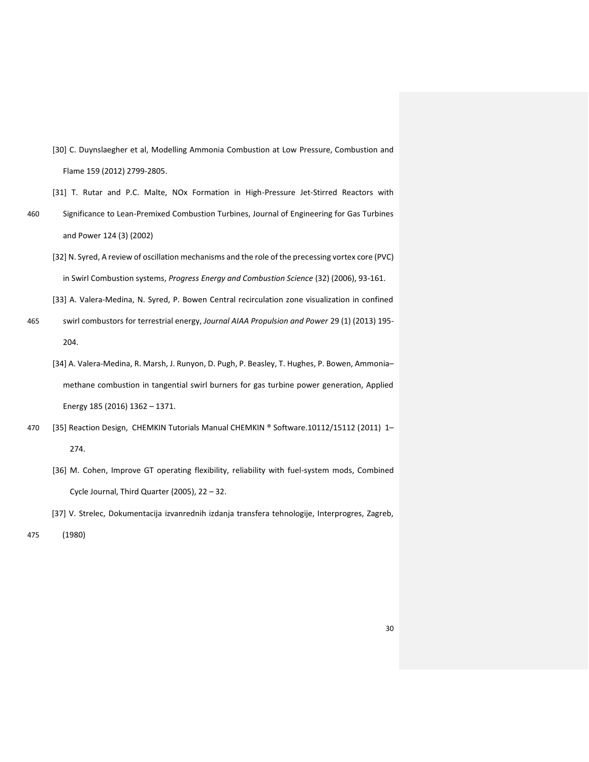[30] C. Duynslaegher et al, Modelling Ammonia Combustion at Low Pressure, Combustion and Flame 159 (2012) 2799-2805.

[31] T. Rutar and P.C. Malte, NOx Formation in High-Pressure Jet-Stirred Reactors with Significance to Lean-Premixed Combustion Turbines, Journal of Engineering for Gas Turbines and Power 124 (3) (2002)

[32] N. Syred, A review of oscillation mechanisms and the role of the precessing vortex core (PVC) in Swirl Combustion systems, *Progress Energy and Combustion Science* (32) (2006), 93-161.

[33] A. Valera-Medina, N. Syred, P. Bowen Central recirculation zone visualization in confined swirl combustors for terrestrial energy, *Journal AIAA Propulsion and Power* 29 (1) (2013) 195-204.

[34] A. Valera-Medina, R. Marsh, J. Runyon, D. Pugh, P. Beasley, T. Hughes, P. Bowen, Ammonia–methane combustion in tangential swirl burners for gas turbine power generation, Applied Energy 185 (2016) 1362 – 1371.

[35] Reaction Design, CHEMKIN Tutorials Manual CHEMKIN ® Software.10112/15112 (2011) 1–274.

[36] M. Cohen, Improve GT operating flexibility, reliability with fuel-system mods, Combined Cycle Journal, Third Quarter (2005), 22 – 32.

[37] V. Strelec, Dokumentacija izvanrednih izdanja transfera tehnologije, Interprogres, Zagreb, (1980)